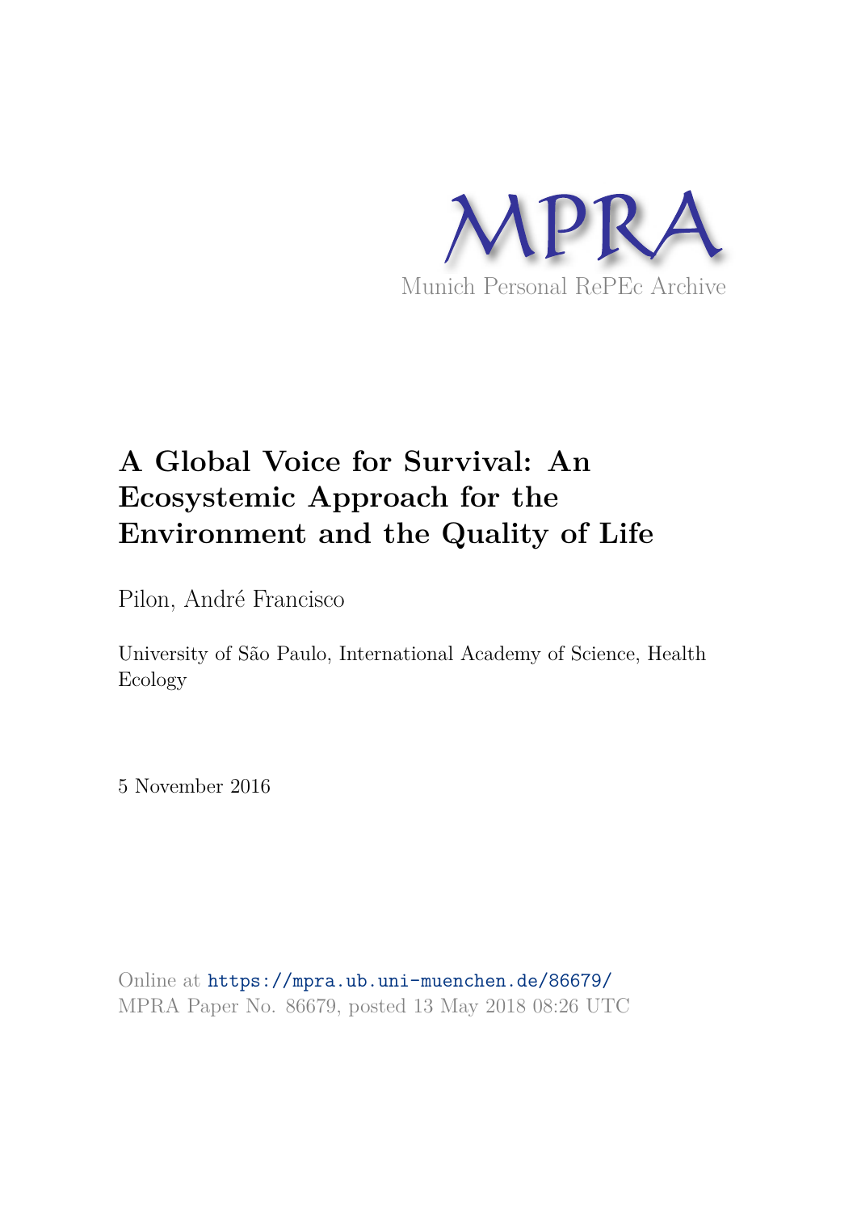MPRA

Munich Personal RePEc Archive

# A Global Voice for Survival: An Ecosystemic Approach for the Environment and the Quality of Life

Pilon, André Francisco

University of São Paulo, International Academy of Science, Health Ecology

5 November 2016

Online at https://mpra.ub.uni-muenchen.de/86679/
MPRA Paper No. 86679, posted 13 May 2018 08:26 UTC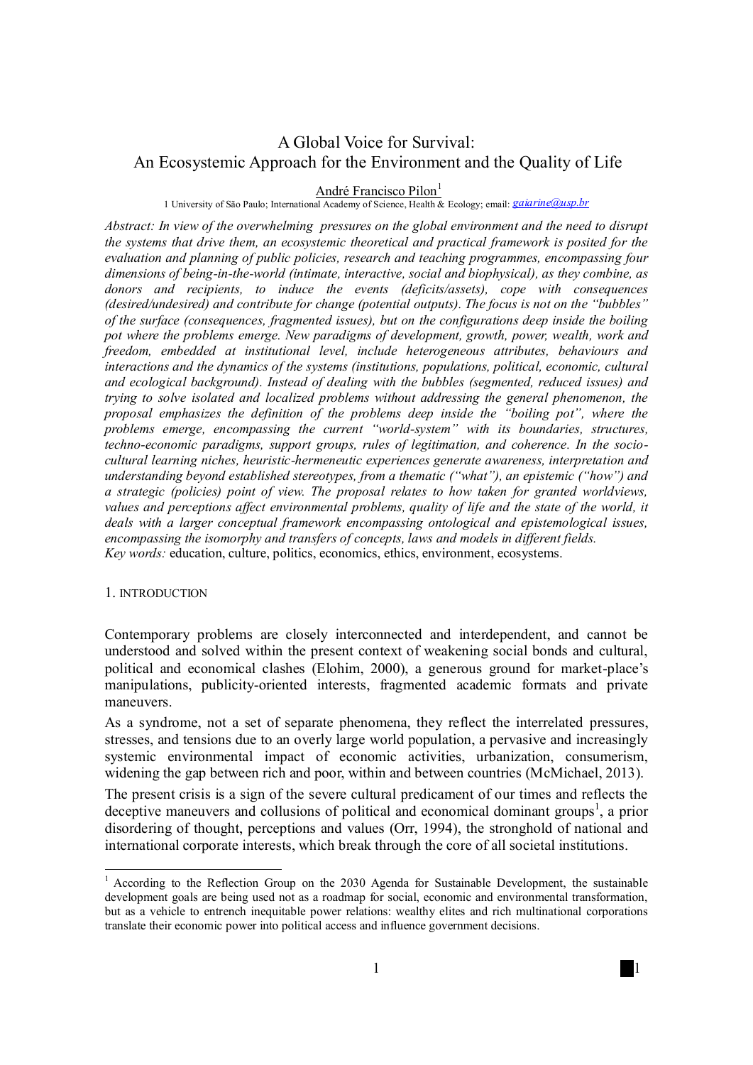# A Global Voice for Survival: An Ecosystemic Approach for the Environment and the Quality of Life

André Francisco Pilon[1]

1 University of São Paulo; International Academy of Science, Health & Ecology; email: gaiarine@usp.br

*Abstract: In view of the overwhelming pressures on the global environment and the need to disrupt the systems that drive them, an ecosystemic theoretical and practical framework is posited for the evaluation and planning of public policies, research and teaching programmes, encompassing four dimensions of being-in-the-world (intimate, interactive, social and biophysical), as they combine, as donors and recipients, to induce the events (deficits/assets), cope with consequences (desired/undesired) and contribute for change (potential outputs). The focus is not on the "bubbles" of the surface (consequences, fragmented issues), but on the configurations deep inside the boiling pot where the problems emerge. New paradigms of development, growth, power, wealth, work and freedom, embedded at institutional level, include heterogeneous attributes, behaviours and interactions and the dynamics of the systems (institutions, populations, political, economic, cultural and ecological background). Instead of dealing with the bubbles (segmented, reduced issues) and trying to solve isolated and localized problems without addressing the general phenomenon, the proposal emphasizes the definition of the problems deep inside the "boiling pot", where the problems emerge, encompassing the current "world-system" with its boundaries, structures, techno-economic paradigms, support groups, rules of legitimation, and coherence. In the socio-cultural learning niches, heuristic-hermeneutic experiences generate awareness, interpretation and understanding beyond established stereotypes, from a thematic ("what"), an epistemic ("how") and a strategic (policies) point of view. The proposal relates to how taken for granted worldviews, values and perceptions affect environmental problems, quality of life and the state of the world, it deals with a larger conceptual framework encompassing ontological and epistemological issues, encompassing the isomorphy and transfers of concepts, laws and models in different fields.*

*Key words:* education, culture, politics, economics, ethics, environment, ecosystems.

## 1. INTRODUCTION

Contemporary problems are closely interconnected and interdependent, and cannot be understood and solved within the present context of weakening social bonds and cultural, political and economical clashes (Elohim, 2000), a generous ground for market-place's manipulations, publicity-oriented interests, fragmented academic formats and private maneuvers.

As a syndrome, not a set of separate phenomena, they reflect the interrelated pressures, stresses, and tensions due to an overly large world population, a pervasive and increasingly systemic environmental impact of economic activities, urbanization, consumerism, widening the gap between rich and poor, within and between countries (McMichael, 2013).

The present crisis is a sign of the severe cultural predicament of our times and reflects the deceptive maneuvers and collusions of political and economical dominant groups[1], a prior disordering of thought, perceptions and values (Orr, 1994), the stronghold of national and international corporate interests, which break through the core of all societal institutions.

---

[1] According to the Reflection Group on the 2030 Agenda for Sustainable Development, the sustainable development goals are being used not as a roadmap for social, economic and environmental transformation, but as a vehicle to entrench inequitable power relations: wealthy elites and rich multinational corporations translate their economic power into political access and influence government decisions.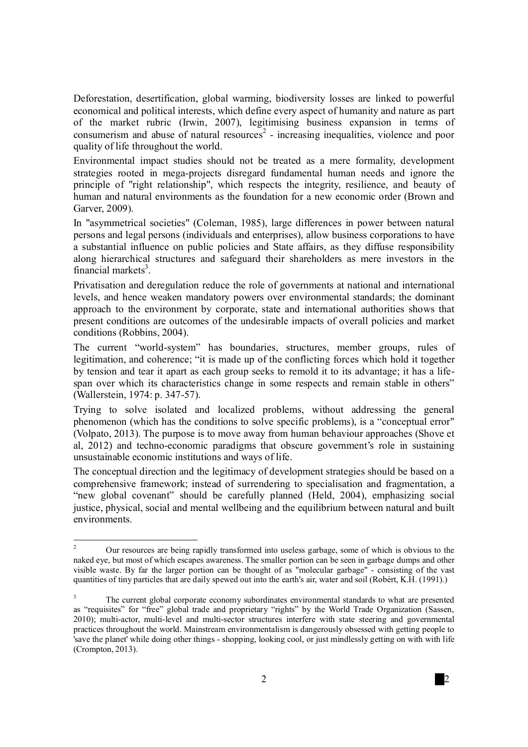Deforestation, desertification, global warming, biodiversity losses are linked to powerful economical and political interests, which define every aspect of humanity and nature as part of the market rubric (Irwin, 2007), legitimising business expansion in terms of consumerism and abuse of natural resources[2] - increasing inequalities, violence and poor quality of life throughout the world.

Environmental impact studies should not be treated as a mere formality, development strategies rooted in mega-projects disregard fundamental human needs and ignore the principle of "right relationship", which respects the integrity, resilience, and beauty of human and natural environments as the foundation for a new economic order (Brown and Garver, 2009).

In "asymmetrical societies" (Coleman, 1985), large differences in power between natural persons and legal persons (individuals and enterprises), allow business corporations to have a substantial influence on public policies and State affairs, as they diffuse responsibility along hierarchical structures and safeguard their shareholders as mere investors in the financial markets[3].

Privatisation and deregulation reduce the role of governments at national and international levels, and hence weaken mandatory powers over environmental standards; the dominant approach to the environment by corporate, state and international authorities shows that present conditions are outcomes of the undesirable impacts of overall policies and market conditions (Robbins, 2004).

The current "world-system" has boundaries, structures, member groups, rules of legitimation, and coherence; "it is made up of the conflicting forces which hold it together by tension and tear it apart as each group seeks to remold it to its advantage; it has a life-span over which its characteristics change in some respects and remain stable in others" (Wallerstein, 1974: p. 347-57).

Trying to solve isolated and localized problems, without addressing the general phenomenon (which has the conditions to solve specific problems), is a "conceptual error" (Volpato, 2013). The purpose is to move away from human behaviour approaches (Shove et al, 2012) and techno-economic paradigms that obscure government's role in sustaining unsustainable economic institutions and ways of life.

The conceptual direction and the legitimacy of development strategies should be based on a comprehensive framework; instead of surrendering to specialisation and fragmentation, a "new global covenant" should be carefully planned (Held, 2004), emphasizing social justice, physical, social and mental wellbeing and the equilibrium between natural and built environments.

---

[2] Our resources are being rapidly transformed into useless garbage, some of which is obvious to the naked eye, but most of which escapes awareness. The smaller portion can be seen in garbage dumps and other visible waste. By far the larger portion can be thought of as "molecular garbage" - consisting of the vast quantities of tiny particles that are daily spewed out into the earth's air, water and soil (Robèrt, K.H. (1991).)

[3] The current global corporate economy subordinates environmental standards to what are presented as "requisites" for "free" global trade and proprietary "rights" by the World Trade Organization (Sassen, 2010); multi-actor, multi-level and multi-sector structures interfere with state steering and governmental practices throughout the world. Mainstream environmentalism is dangerously obsessed with getting people to 'save the planet' while doing other things - shopping, looking cool, or just mindlessly getting on with with life (Crompton, 2013).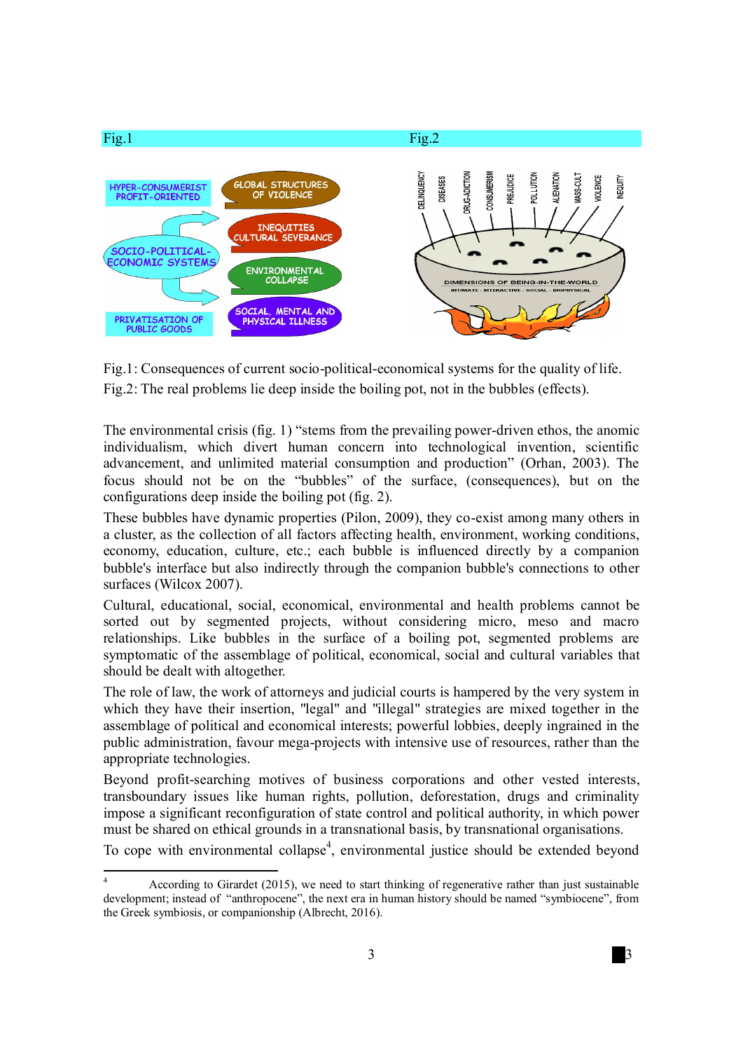Fig.1 Fig.2

Fig.1: Consequences of current socio-political-economical systems for the quality of life.

Fig.2: The real problems lie deep inside the boiling pot, not in the bubbles (effects).

The environmental crisis (fig. 1) "stems from the prevailing power-driven ethos, the anomic individualism, which divert human concern into technological invention, scientific advancement, and unlimited material consumption and production" (Orhan, 2003). The focus should not be on the "bubbles" of the surface, (consequences), but on the configurations deep inside the boiling pot (fig. 2).

These bubbles have dynamic properties (Pilon, 2009), they co-exist among many others in a cluster, as the collection of all factors affecting health, environment, working conditions, economy, education, culture, etc.; each bubble is influenced directly by a companion bubble's interface but also indirectly through the companion bubble's connections to other surfaces (Wilcox 2007).

Cultural, educational, social, economical, environmental and health problems cannot be sorted out by segmented projects, without considering micro, meso and macro relationships. Like bubbles in the surface of a boiling pot, segmented problems are symptomatic of the assemblage of political, economical, social and cultural variables that should be dealt with altogether.

The role of law, the work of attorneys and judicial courts is hampered by the very system in which they have their insertion, "legal" and "illegal" strategies are mixed together in the assemblage of political and economical interests; powerful lobbies, deeply ingrained in the public administration, favour mega-projects with intensive use of resources, rather than the appropriate technologies.

Beyond profit-searching motives of business corporations and other vested interests, transboundary issues like human rights, pollution, deforestation, drugs and criminality impose a significant reconfiguration of state control and political authority, in which power must be shared on ethical grounds in a transnational basis, by transnational organisations.

To cope with environmental collapse[4], environmental justice should be extended beyond

[4] According to Girardet (2015), we need to start thinking of regenerative rather than just sustainable development; instead of "anthropocene", the next era in human history should be named "symbiocene", from the Greek symbiosis, or companionship (Albrecht, 2016).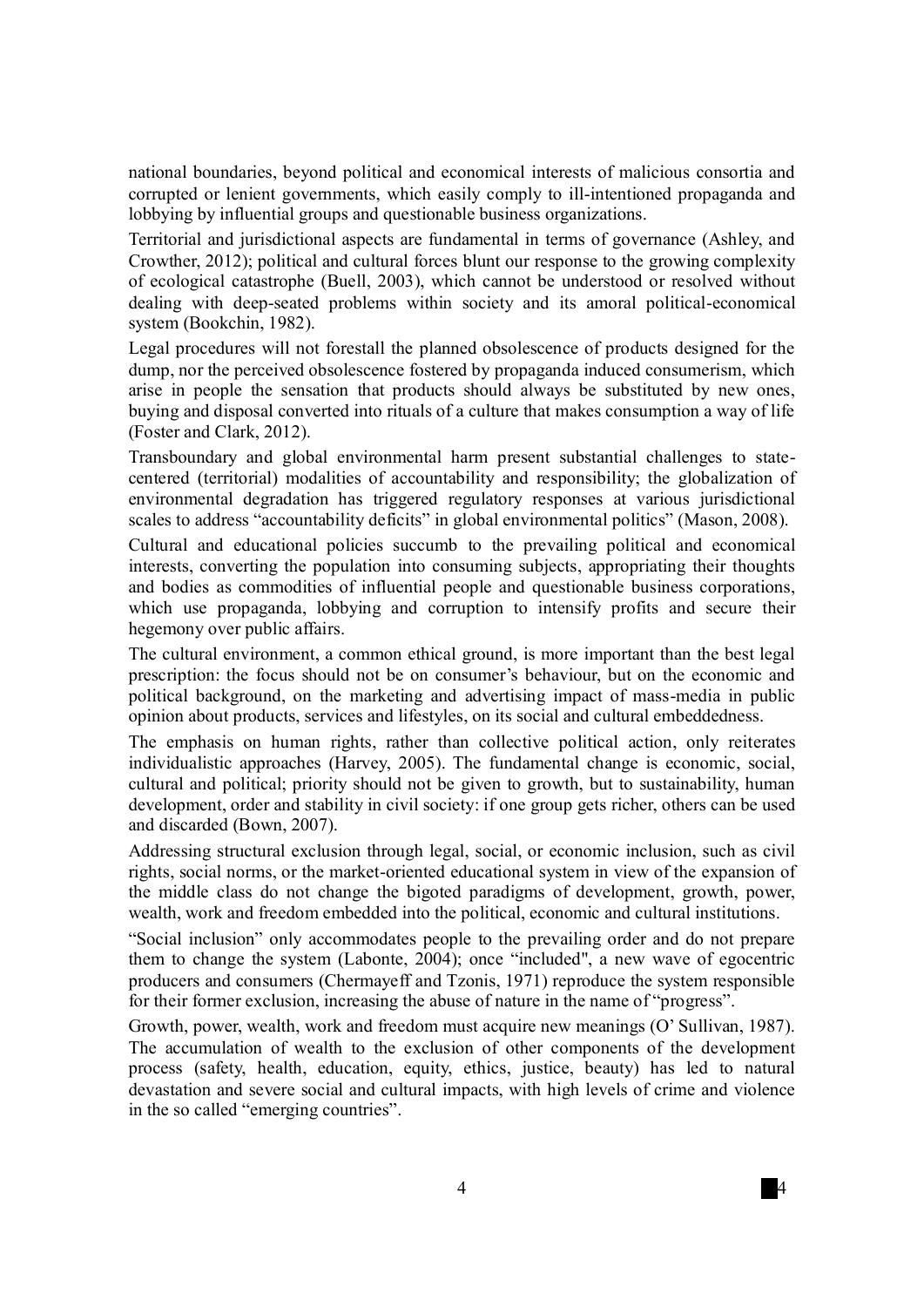national boundaries, beyond political and economical interests of malicious consortia and corrupted or lenient governments, which easily comply to ill-intentioned propaganda and lobbying by influential groups and questionable business organizations.

Territorial and jurisdictional aspects are fundamental in terms of governance (Ashley, and Crowther, 2012); political and cultural forces blunt our response to the growing complexity of ecological catastrophe (Buell, 2003), which cannot be understood or resolved without dealing with deep-seated problems within society and its amoral political-economical system (Bookchin, 1982).

Legal procedures will not forestall the planned obsolescence of products designed for the dump, nor the perceived obsolescence fostered by propaganda induced consumerism, which arise in people the sensation that products should always be substituted by new ones, buying and disposal converted into rituals of a culture that makes consumption a way of life (Foster and Clark, 2012).

Transboundary and global environmental harm present substantial challenges to state-centered (territorial) modalities of accountability and responsibility; the globalization of environmental degradation has triggered regulatory responses at various jurisdictional scales to address "accountability deficits" in global environmental politics" (Mason, 2008).

Cultural and educational policies succumb to the prevailing political and economical interests, converting the population into consuming subjects, appropriating their thoughts and bodies as commodities of influential people and questionable business corporations, which use propaganda, lobbying and corruption to intensify profits and secure their hegemony over public affairs.

The cultural environment, a common ethical ground, is more important than the best legal prescription: the focus should not be on consumer's behaviour, but on the economic and political background, on the marketing and advertising impact of mass-media in public opinion about products, services and lifestyles, on its social and cultural embeddedness.

The emphasis on human rights, rather than collective political action, only reiterates individualistic approaches (Harvey, 2005). The fundamental change is economic, social, cultural and political; priority should not be given to growth, but to sustainability, human development, order and stability in civil society: if one group gets richer, others can be used and discarded (Bown, 2007).

Addressing structural exclusion through legal, social, or economic inclusion, such as civil rights, social norms, or the market-oriented educational system in view of the expansion of the middle class do not change the bigoted paradigms of development, growth, power, wealth, work and freedom embedded into the political, economic and cultural institutions.

"Social inclusion" only accommodates people to the prevailing order and do not prepare them to change the system (Labonte, 2004); once "included", a new wave of egocentric producers and consumers (Chermayeff and Tzonis, 1971) reproduce the system responsible for their former exclusion, increasing the abuse of nature in the name of "progress".

Growth, power, wealth, work and freedom must acquire new meanings (O' Sullivan, 1987). The accumulation of wealth to the exclusion of other components of the development process (safety, health, education, equity, ethics, justice, beauty) has led to natural devastation and severe social and cultural impacts, with high levels of crime and violence in the so called "emerging countries".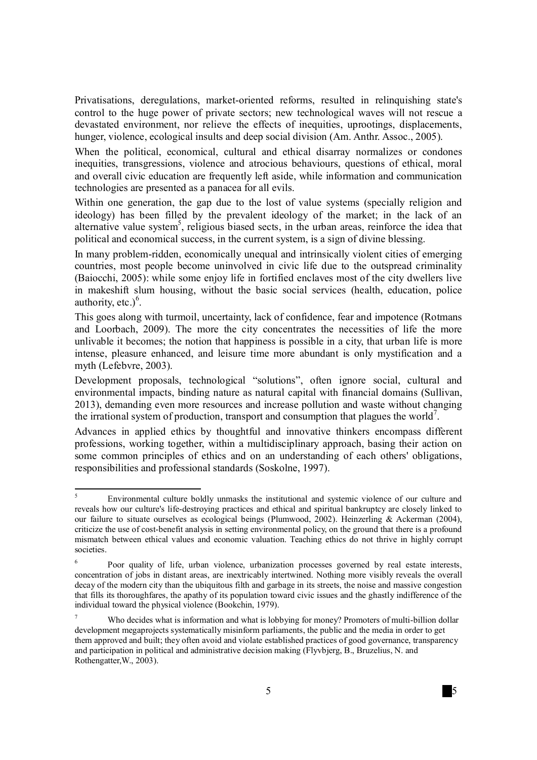Privatisations, deregulations, market-oriented reforms, resulted in relinquishing state's control to the huge power of private sectors; new technological waves will not rescue a devastated environment, nor relieve the effects of inequities, uprootings, displacements, hunger, violence, ecological insults and deep social division (Am. Anthr. Assoc., 2005).

When the political, economical, cultural and ethical disarray normalizes or condones inequities, transgressions, violence and atrocious behaviours, questions of ethical, moral and overall civic education are frequently left aside, while information and communication technologies are presented as a panacea for all evils.

Within one generation, the gap due to the lost of value systems (specially religion and ideology) has been filled by the prevalent ideology of the market; in the lack of an alternative value system[5], religious biased sects, in the urban areas, reinforce the idea that political and economical success, in the current system, is a sign of divine blessing.

In many problem-ridden, economically unequal and intrinsically violent cities of emerging countries, most people become uninvolved in civic life due to the outspread criminality (Baiocchi, 2005): while some enjoy life in fortified enclaves most of the city dwellers live in makeshift slum housing, without the basic social services (health, education, police authority, etc.)[6].

This goes along with turmoil, uncertainty, lack of confidence, fear and impotence (Rotmans and Loorbach, 2009). The more the city concentrates the necessities of life the more unlivable it becomes; the notion that happiness is possible in a city, that urban life is more intense, pleasure enhanced, and leisure time more abundant is only mystification and a myth (Lefebvre, 2003).

Development proposals, technological "solutions", often ignore social, cultural and environmental impacts, binding nature as natural capital with financial domains (Sullivan, 2013), demanding even more resources and increase pollution and waste without changing the irrational system of production, transport and consumption that plagues the world[7].

Advances in applied ethics by thoughtful and innovative thinkers encompass different professions, working together, within a multidisciplinary approach, basing their action on some common principles of ethics and on an understanding of each others' obligations, responsibilities and professional standards (Soskolne, 1997).

---

[5] Environmental culture boldly unmasks the institutional and systemic violence of our culture and reveals how our culture's life-destroying practices and ethical and spiritual bankruptcy are closely linked to our failure to situate ourselves as ecological beings (Plumwood, 2002). Heinzerling & Ackerman (2004), criticize the use of cost-benefit analysis in setting environmental policy, on the ground that there is a profound mismatch between ethical values and economic valuation. Teaching ethics do not thrive in highly corrupt societies.

[6] Poor quality of life, urban violence, urbanization processes governed by real estate interests, concentration of jobs in distant areas, are inextricably intertwined. Nothing more visibly reveals the overall decay of the modern city than the ubiquitous filth and garbage in its streets, the noise and massive congestion that fills its thoroughfares, the apathy of its population toward civic issues and the ghastly indifference of the individual toward the physical violence (Bookchin, 1979).

[7] Who decides what is information and what is lobbying for money? Promoters of multi-billion dollar development megaprojects systematically misinform parliaments, the public and the media in order to get them approved and built; they often avoid and violate established practices of good governance, transparency and participation in political and administrative decision making (Flyvbjerg, B., Bruzelius, N. and Rothengatter,W., 2003).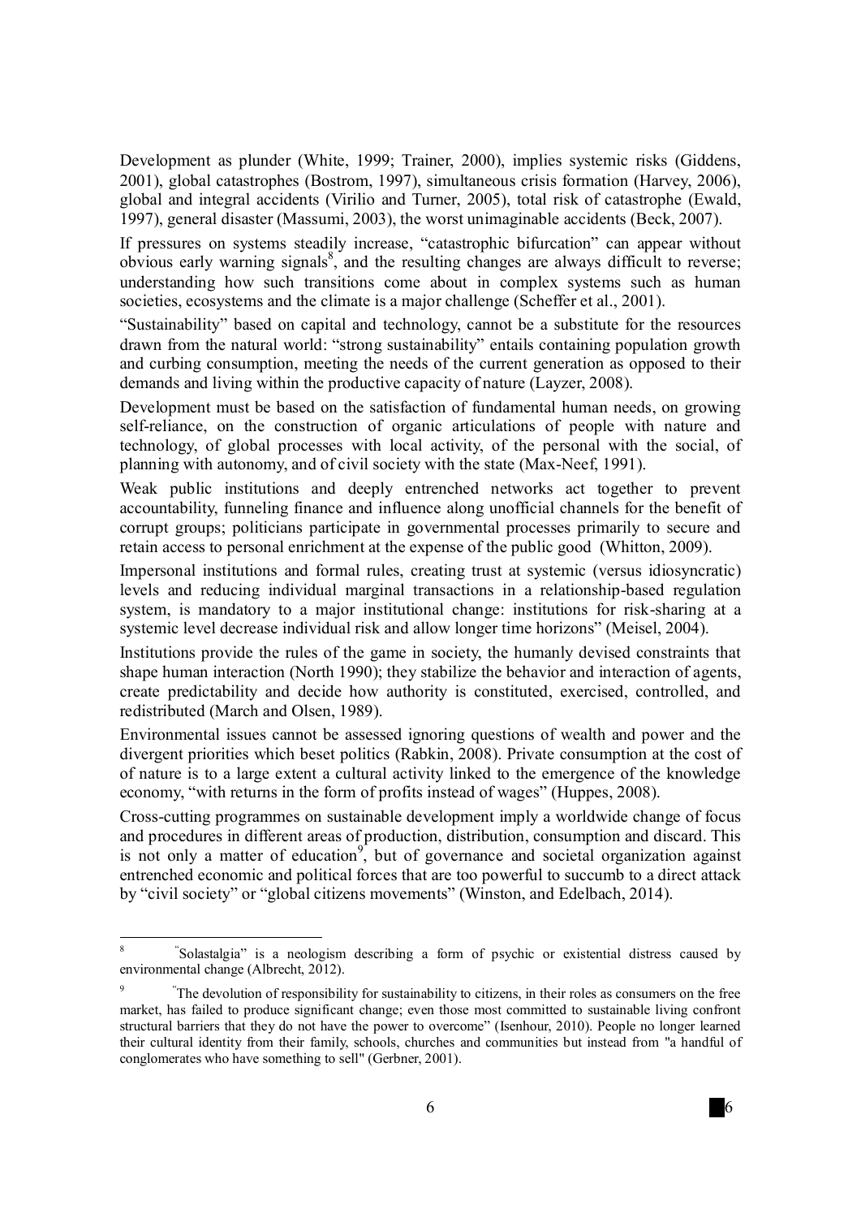Development as plunder (White, 1999; Trainer, 2000), implies systemic risks (Giddens, 2001), global catastrophes (Bostrom, 1997), simultaneous crisis formation (Harvey, 2006), global and integral accidents (Virilio and Turner, 2005), total risk of catastrophe (Ewald, 1997), general disaster (Massumi, 2003), the worst unimaginable accidents (Beck, 2007).

If pressures on systems steadily increase, "catastrophic bifurcation" can appear without obvious early warning signals[8], and the resulting changes are always difficult to reverse; understanding how such transitions come about in complex systems such as human societies, ecosystems and the climate is a major challenge (Scheffer et al., 2001).

"Sustainability" based on capital and technology, cannot be a substitute for the resources drawn from the natural world: "strong sustainability" entails containing population growth and curbing consumption, meeting the needs of the current generation as opposed to their demands and living within the productive capacity of nature (Layzer, 2008).

Development must be based on the satisfaction of fundamental human needs, on growing self-reliance, on the construction of organic articulations of people with nature and technology, of global processes with local activity, of the personal with the social, of planning with autonomy, and of civil society with the state (Max-Neef, 1991).

Weak public institutions and deeply entrenched networks act together to prevent accountability, funneling finance and influence along unofficial channels for the benefit of corrupt groups; politicians participate in governmental processes primarily to secure and retain access to personal enrichment at the expense of the public good (Whitton, 2009).

Impersonal institutions and formal rules, creating trust at systemic (versus idiosyncratic) levels and reducing individual marginal transactions in a relationship-based regulation system, is mandatory to a major institutional change: institutions for risk-sharing at a systemic level decrease individual risk and allow longer time horizons" (Meisel, 2004).

Institutions provide the rules of the game in society, the humanly devised constraints that shape human interaction (North 1990); they stabilize the behavior and interaction of agents, create predictability and decide how authority is constituted, exercised, controlled, and redistributed (March and Olsen, 1989).

Environmental issues cannot be assessed ignoring questions of wealth and power and the divergent priorities which beset politics (Rabkin, 2008). Private consumption at the cost of of nature is to a large extent a cultural activity linked to the emergence of the knowledge economy, "with returns in the form of profits instead of wages" (Huppes, 2008).

Cross-cutting programmes on sustainable development imply a worldwide change of focus and procedures in different areas of production, distribution, consumption and discard. This is not only a matter of education[9], but of governance and societal organization against entrenched economic and political forces that are too powerful to succumb to a direct attack by "civil society" or "global citizens movements" (Winston, and Edelbach, 2014).

---

[8] "Solastalgia" is a neologism describing a form of psychic or existential distress caused by environmental change (Albrecht, 2012).

[9] "The devolution of responsibility for sustainability to citizens, in their roles as consumers on the free market, has failed to produce significant change; even those most committed to sustainable living confront structural barriers that they do not have the power to overcome" (Isenhour, 2010). People no longer learned their cultural identity from their family, schools, churches and communities but instead from "a handful of conglomerates who have something to sell" (Gerbner, 2001).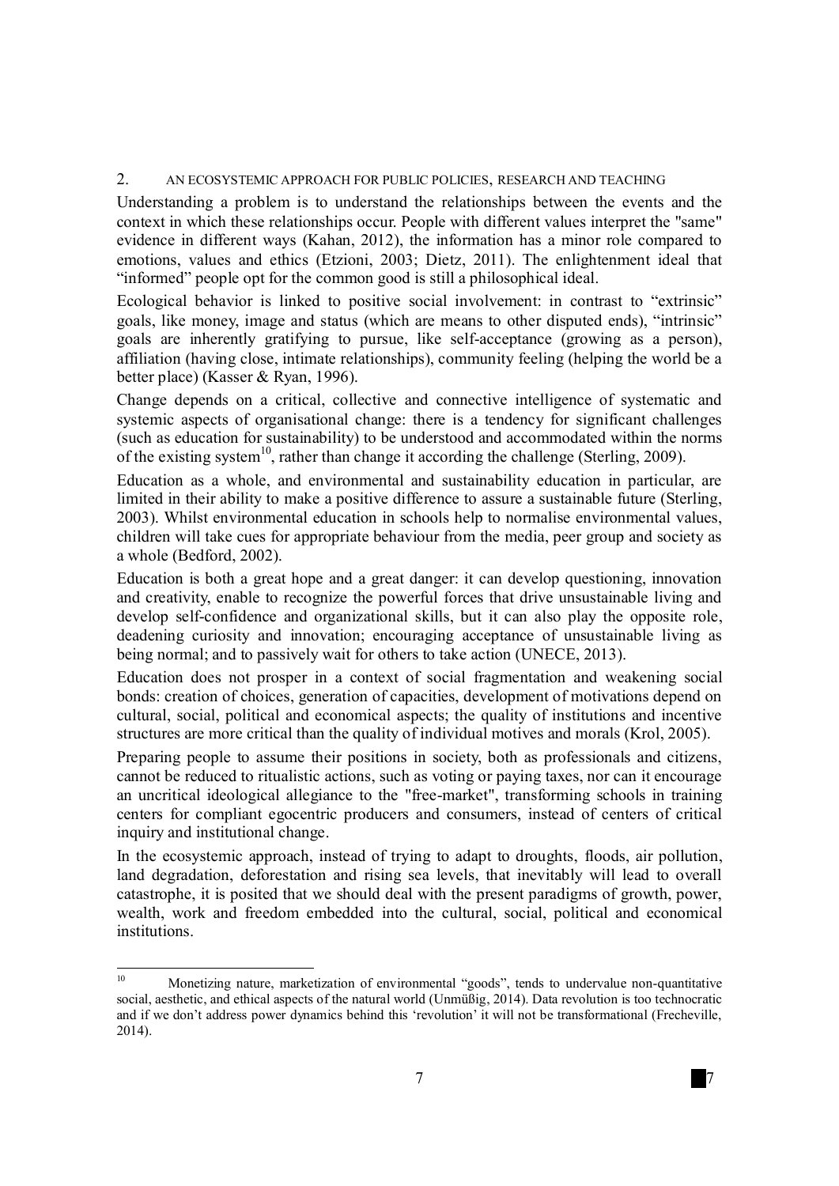## 2. AN ECOSYSTEMIC APPROACH FOR PUBLIC POLICIES, RESEARCH AND TEACHING

Understanding a problem is to understand the relationships between the events and the context in which these relationships occur. People with different values interpret the "same" evidence in different ways (Kahan, 2012), the information has a minor role compared to emotions, values and ethics (Etzioni, 2003; Dietz, 2011). The enlightenment ideal that "informed" people opt for the common good is still a philosophical ideal.

Ecological behavior is linked to positive social involvement: in contrast to "extrinsic" goals, like money, image and status (which are means to other disputed ends), "intrinsic" goals are inherently gratifying to pursue, like self-acceptance (growing as a person), affiliation (having close, intimate relationships), community feeling (helping the world be a better place) (Kasser & Ryan, 1996).

Change depends on a critical, collective and connective intelligence of systematic and systemic aspects of organisational change: there is a tendency for significant challenges (such as education for sustainability) to be understood and accommodated within the norms of the existing system[10], rather than change it according the challenge (Sterling, 2009).

Education as a whole, and environmental and sustainability education in particular, are limited in their ability to make a positive difference to assure a sustainable future (Sterling, 2003). Whilst environmental education in schools help to normalise environmental values, children will take cues for appropriate behaviour from the media, peer group and society as a whole (Bedford, 2002).

Education is both a great hope and a great danger: it can develop questioning, innovation and creativity, enable to recognize the powerful forces that drive unsustainable living and develop self-confidence and organizational skills, but it can also play the opposite role, deadening curiosity and innovation; encouraging acceptance of unsustainable living as being normal; and to passively wait for others to take action (UNECE, 2013).

Education does not prosper in a context of social fragmentation and weakening social bonds: creation of choices, generation of capacities, development of motivations depend on cultural, social, political and economical aspects; the quality of institutions and incentive structures are more critical than the quality of individual motives and morals (Krol, 2005).

Preparing people to assume their positions in society, both as professionals and citizens, cannot be reduced to ritualistic actions, such as voting or paying taxes, nor can it encourage an uncritical ideological allegiance to the "free-market", transforming schools in training centers for compliant egocentric producers and consumers, instead of centers of critical inquiry and institutional change.

In the ecosystemic approach, instead of trying to adapt to droughts, floods, air pollution, land degradation, deforestation and rising sea levels, that inevitably will lead to overall catastrophe, it is posited that we should deal with the present paradigms of growth, power, wealth, work and freedom embedded into the cultural, social, political and economical institutions.

---

[10] Monetizing nature, marketization of environmental "goods", tends to undervalue non-quantitative social, aesthetic, and ethical aspects of the natural world (Unmüßig, 2014). Data revolution is too technocratic and if we don't address power dynamics behind this 'revolution' it will not be transformational (Frecheville, 2014).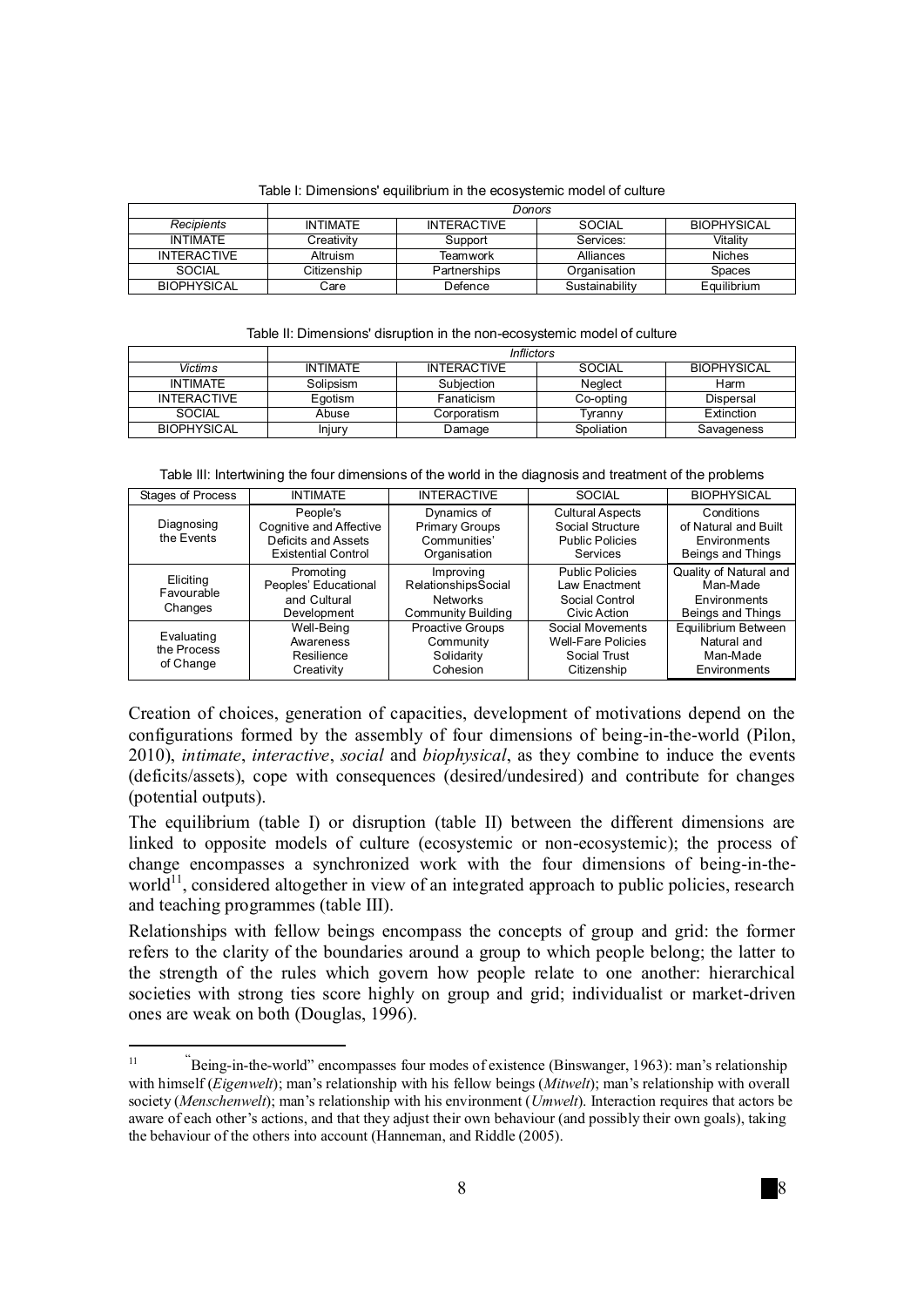Table I: Dimensions' equilibrium in the ecosystemic model of culture

| | *Donors* | | | |
|---|---|---|---|---|
| *Recipients* | INTIMATE | INTERACTIVE | SOCIAL | BIOPHYSICAL |
| INTIMATE | Creativity | Support | Services: | Vitality |
| INTERACTIVE | Altruism | Teamwork | Alliances | Niches |
| SOCIAL | Citizenship | Partnerships | Organisation | Spaces |
| BIOPHYSICAL | Care | Defence | Sustainability | Equilibrium |

Table II: Dimensions' disruption in the non-ecosystemic model of culture

| | *Inflictors* | | | |
|---|---|---|---|---|
| *Victims* | INTIMATE | INTERACTIVE | SOCIAL | BIOPHYSICAL |
| INTIMATE | Solipsism | Subjection | Neglect | Harm |
| INTERACTIVE | Egotism | Fanaticism | Co-opting | Dispersal |
| SOCIAL | Abuse | Corporatism | Tyranny | Extinction |
| BIOPHYSICAL | Injury | Damage | Spoliation | Savageness |

Table III: Intertwining the four dimensions of the world in the diagnosis and treatment of the problems

| Stages of Process | INTIMATE | INTERACTIVE | SOCIAL | BIOPHYSICAL |
|---|---|---|---|---|
| Diagnosing the Events | People's Cognitive and Affective Deficits and Assets Existential Control | Dynamics of Primary Groups Communities' Organisation | Cultural Aspects Social Structure Public Policies Services | Conditions of Natural and Built Environments Beings and Things |
| Eliciting Favourable Changes | Promoting Peoples' Educational and Cultural Development | Improving RelationshipsSocial Networks Community Building | Public Policies Law Enactment Social Control Civic Action | Quality of Natural and Man-Made Environments Beings and Things |
| Evaluating the Process of Change | Well-Being Awareness Resilience Creativity | Proactive Groups Community Solidarity Cohesion | Social Movements Well-Fare Policies Social Trust Citizenship | Equilibrium Between Natural and Man-Made Environments |

Creation of choices, generation of capacities, development of motivations depend on the configurations formed by the assembly of four dimensions of being-in-the-world (Pilon, 2010), *intimate*, *interactive*, *social* and *biophysical*, as they combine to induce the events (deficits/assets), cope with consequences (desired/undesired) and contribute for changes (potential outputs).

The equilibrium (table I) or disruption (table II) between the different dimensions are linked to opposite models of culture (ecosystemic or non-ecosystemic); the process of change encompasses a synchronized work with the four dimensions of being-in-the-world[11], considered altogether in view of an integrated approach to public policies, research and teaching programmes (table III).

Relationships with fellow beings encompass the concepts of group and grid: the former refers to the clarity of the boundaries around a group to which people belong; the latter to the strength of the rules which govern how people relate to one another: hierarchical societies with strong ties score highly on group and grid; individualist or market-driven ones are weak on both (Douglas, 1996).

[11] "Being-in-the-world" encompasses four modes of existence (Binswanger, 1963): man's relationship with himself (*Eigenwelt*); man's relationship with his fellow beings (*Mitwelt*); man's relationship with overall society (*Menschenwelt*); man's relationship with his environment (*Umwelt*). Interaction requires that actors be aware of each other's actions, and that they adjust their own behaviour (and possibly their own goals), taking the behaviour of the others into account (Hanneman, and Riddle (2005).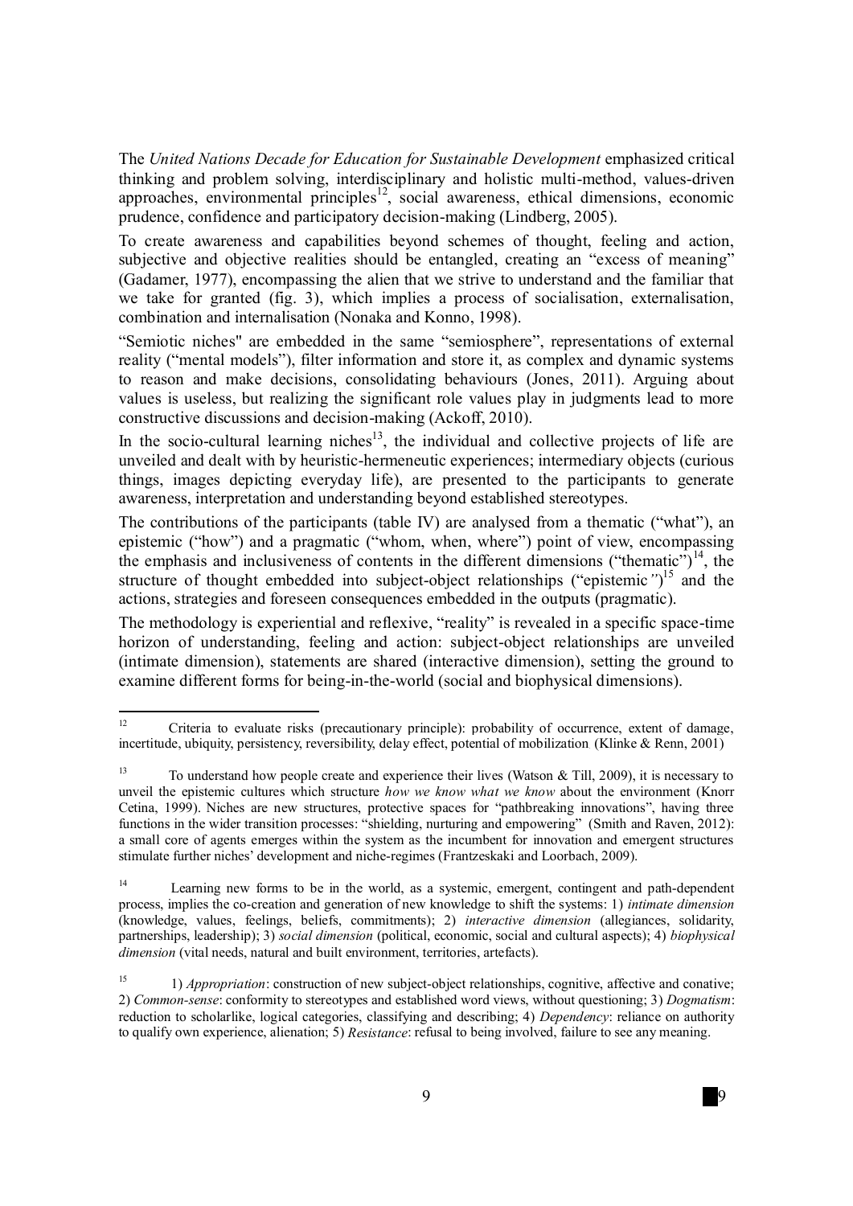The *United Nations Decade for Education for Sustainable Development* emphasized critical thinking and problem solving, interdisciplinary and holistic multi-method, values-driven approaches, environmental principles[12], social awareness, ethical dimensions, economic prudence, confidence and participatory decision-making (Lindberg, 2005).

To create awareness and capabilities beyond schemes of thought, feeling and action, subjective and objective realities should be entangled, creating an "excess of meaning" (Gadamer, 1977), encompassing the alien that we strive to understand and the familiar that we take for granted (fig. 3), which implies a process of socialisation, externalisation, combination and internalisation (Nonaka and Konno, 1998).

"Semiotic niches" are embedded in the same "semiosphere", representations of external reality ("mental models"), filter information and store it, as complex and dynamic systems to reason and make decisions, consolidating behaviours (Jones, 2011). Arguing about values is useless, but realizing the significant role values play in judgments lead to more constructive discussions and decision-making (Ackoff, 2010).

In the socio-cultural learning niches[13], the individual and collective projects of life are unveiled and dealt with by heuristic-hermeneutic experiences; intermediary objects (curious things, images depicting everyday life), are presented to the participants to generate awareness, interpretation and understanding beyond established stereotypes.

The contributions of the participants (table IV) are analysed from a thematic ("what"), an epistemic ("how") and a pragmatic ("whom, when, where") point of view, encompassing the emphasis and inclusiveness of contents in the different dimensions ("thematic")[14], the structure of thought embedded into subject-object relationships ("epistemic")[15] and the actions, strategies and foreseen consequences embedded in the outputs (pragmatic).

The methodology is experiential and reflexive, "reality" is revealed in a specific space-time horizon of understanding, feeling and action: subject-object relationships are unveiled (intimate dimension), statements are shared (interactive dimension), setting the ground to examine different forms for being-in-the-world (social and biophysical dimensions).

---

[12] Criteria to evaluate risks (precautionary principle): probability of occurrence, extent of damage, incertitude, ubiquity, persistency, reversibility, delay effect, potential of mobilization (Klinke & Renn, 2001)

[13] To understand how people create and experience their lives (Watson & Till, 2009), it is necessary to unveil the epistemic cultures which structure *how we know what we know* about the environment (Knorr Cetina, 1999). Niches are new structures, protective spaces for "pathbreaking innovations", having three functions in the wider transition processes: "shielding, nurturing and empowering" (Smith and Raven, 2012): a small core of agents emerges within the system as the incumbent for innovation and emergent structures stimulate further niches' development and niche-regimes (Frantzeskaki and Loorbach, 2009).

[14] Learning new forms to be in the world, as a systemic, emergent, contingent and path-dependent process, implies the co-creation and generation of new knowledge to shift the systems: 1) *intimate dimension* (knowledge, values, feelings, beliefs, commitments); 2) *interactive dimension* (allegiances, solidarity, partnerships, leadership); 3) *social dimension* (political, economic, social and cultural aspects); 4) *biophysical dimension* (vital needs, natural and built environment, territories, artefacts).

[15] 1) *Appropriation*: construction of new subject-object relationships, cognitive, affective and conative; 2) *Common-sense*: conformity to stereotypes and established word views, without questioning; 3) *Dogmatism*: reduction to scholarlike, logical categories, classifying and describing; 4) *Dependency*: reliance on authority to qualify own experience, alienation; 5) *Resistance*: refusal to being involved, failure to see any meaning.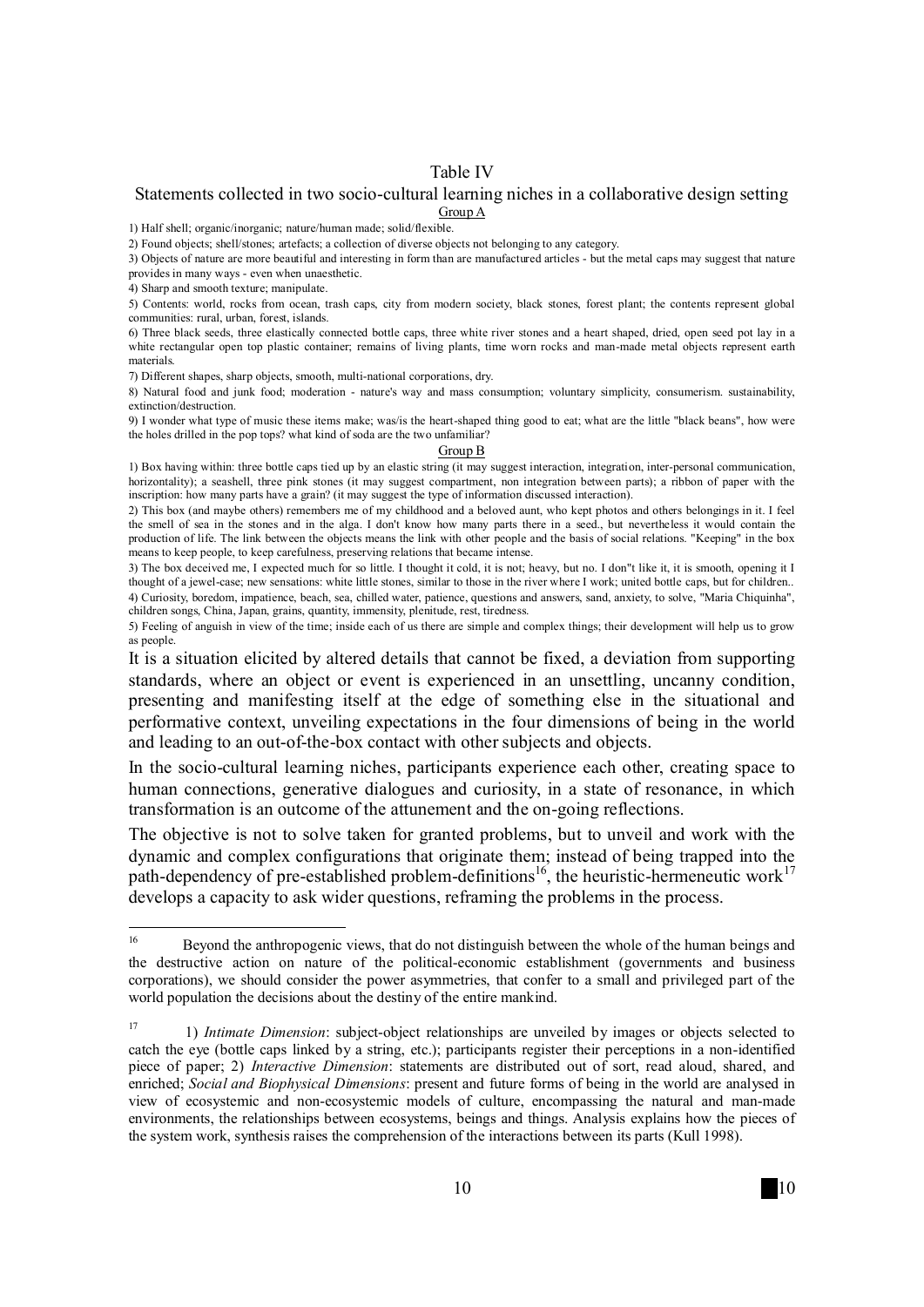Table IV

Statements collected in two socio-cultural learning niches in a collaborative design setting

Group A

1) Half shell; organic/inorganic; nature/human made; solid/flexible.

2) Found objects; shell/stones; artefacts; a collection of diverse objects not belonging to any category.

3) Objects of nature are more beautiful and interesting in form than are manufactured articles - but the metal caps may suggest that nature provides in many ways - even when unaesthetic.

4) Sharp and smooth texture; manipulate.

5) Contents: world, rocks from ocean, trash caps, city from modern society, black stones, forest plant; the contents represent global communities: rural, urban, forest, islands.

6) Three black seeds, three elastically connected bottle caps, three white river stones and a heart shaped, dried, open seed pot lay in a white rectangular open top plastic container; remains of living plants, time worn rocks and man-made metal objects represent earth materials.

7) Different shapes, sharp objects, smooth, multi-national corporations, dry.

8) Natural food and junk food; moderation - nature's way and mass consumption; voluntary simplicity, consumerism. sustainability, extinction/destruction.

9) I wonder what type of music these items make; was/is the heart-shaped thing good to eat; what are the little "black beans", how were the holes drilled in the pop tops? what kind of soda are the two unfamiliar?

Group B

1) Box having within: three bottle caps tied up by an elastic string (it may suggest interaction, integration, inter-personal communication, horizontality); a seashell, three pink stones (it may suggest compartment, non integration between parts); a ribbon of paper with the inscription: how many parts have a grain? (it may suggest the type of information discussed interaction).

2) This box (and maybe others) remembers me of my childhood and a beloved aunt, who kept photos and others belongings in it. I feel the smell of sea in the stones and in the alga. I don't know how many parts there in a seed., but nevertheless it would contain the production of life. The link between the objects means the link with other people and the basis of social relations. "Keeping" in the box means to keep people, to keep carefulness, preserving relations that became intense.

3) The box deceived me, I expected much for so little. I thought it cold, it is not; heavy, but no. I don"t like it, it is smooth, opening it I thought of a jewel-case; new sensations: white little stones, similar to those in the river where I work; united bottle caps, but for children..

4) Curiosity, boredom, impatience, beach, sea, chilled water, patience, questions and answers, sand, anxiety, to solve, "Maria Chiquinha", children songs, China, Japan, grains, quantity, immensity, plenitude, rest, tiredness.

5) Feeling of anguish in view of the time; inside each of us there are simple and complex things; their development will help us to grow as people.

It is a situation elicited by altered details that cannot be fixed, a deviation from supporting standards, where an object or event is experienced in an unsettling, uncanny condition, presenting and manifesting itself at the edge of something else in the situational and performative context, unveiling expectations in the four dimensions of being in the world and leading to an out-of-the-box contact with other subjects and objects.

In the socio-cultural learning niches, participants experience each other, creating space to human connections, generative dialogues and curiosity, in a state of resonance, in which transformation is an outcome of the attunement and the on-going reflections.

The objective is not to solve taken for granted problems, but to unveil and work with the dynamic and complex configurations that originate them; instead of being trapped into the path-dependency of pre-established problem-definitions[16], the heuristic-hermeneutic work[17] develops a capacity to ask wider questions, reframing the problems in the process.

---

[16] Beyond the anthropogenic views, that do not distinguish between the whole of the human beings and the destructive action on nature of the political-economic establishment (governments and business corporations), we should consider the power asymmetries, that confer to a small and privileged part of the world population the decisions about the destiny of the entire mankind.

[17] 1) *Intimate Dimension*: subject-object relationships are unveiled by images or objects selected to catch the eye (bottle caps linked by a string, etc.); participants register their perceptions in a non-identified piece of paper; 2) *Interactive Dimension*: statements are distributed out of sort, read aloud, shared, and enriched; *Social and Biophysical Dimensions*: present and future forms of being in the world are analysed in view of ecosystemic and non-ecosystemic models of culture, encompassing the natural and man-made environments, the relationships between ecosystems, beings and things. Analysis explains how the pieces of the system work, synthesis raises the comprehension of the interactions between its parts (Kull 1998).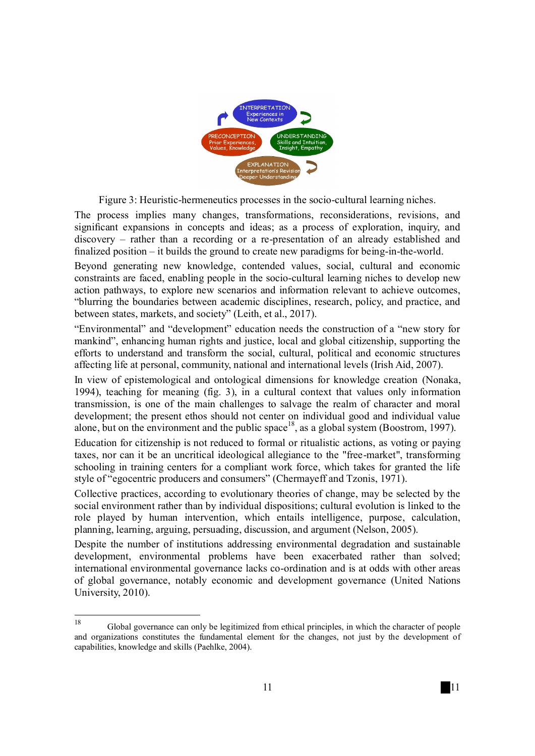INTERPRETATION
Experiences in
New Contexts

PRECONCEPTION
Prior Experiences,
Values, Knowledge

UNDERSTANDING
Skills and Intuition,
Insight, Empathy

EXPLANATION
Interpretation's Revision
Deeper Understanding

Figure 3: Heuristic-hermeneutics processes in the socio-cultural learning niches.

The process implies many changes, transformations, reconsiderations, revisions, and significant expansions in concepts and ideas; as a process of exploration, inquiry, and discovery – rather than a recording or a re-presentation of an already established and finalized position – it builds the ground to create new paradigms for being-in-the-world.

Beyond generating new knowledge, contended values, social, cultural and economic constraints are faced, enabling people in the socio-cultural learning niches to develop new action pathways, to explore new scenarios and information relevant to achieve outcomes, "blurring the boundaries between academic disciplines, research, policy, and practice, and between states, markets, and society" (Leith, et al., 2017).

"Environmental" and "development" education needs the construction of a "new story for mankind", enhancing human rights and justice, local and global citizenship, supporting the efforts to understand and transform the social, cultural, political and economic structures affecting life at personal, community, national and international levels (Irish Aid, 2007).

In view of epistemological and ontological dimensions for knowledge creation (Nonaka, 1994), teaching for meaning (fig. 3), in a cultural context that values only information transmission, is one of the main challenges to salvage the realm of character and moral development; the present ethos should not center on individual good and individual value alone, but on the environment and the public space[18], as a global system (Boostrom, 1997).

Education for citizenship is not reduced to formal or ritualistic actions, as voting or paying taxes, nor can it be an uncritical ideological allegiance to the "free-market", transforming schooling in training centers for a compliant work force, which takes for granted the life style of "egocentric producers and consumers" (Chermayeff and Tzonis, 1971).

Collective practices, according to evolutionary theories of change, may be selected by the social environment rather than by individual dispositions; cultural evolution is linked to the role played by human intervention, which entails intelligence, purpose, calculation, planning, learning, arguing, persuading, discussion, and argument (Nelson, 2005).

Despite the number of institutions addressing environmental degradation and sustainable development, environmental problems have been exacerbated rather than solved; international environmental governance lacks co-ordination and is at odds with other areas of global governance, notably economic and development governance (United Nations University, 2010).

---

[18] Global governance can only be legitimized from ethical principles, in which the character of people and organizations constitutes the fundamental element for the changes, not just by the development of capabilities, knowledge and skills (Paehlke, 2004).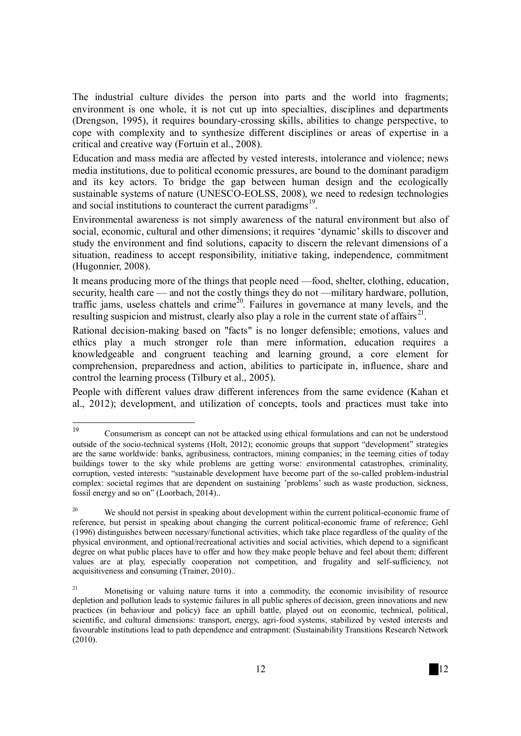The industrial culture divides the person into parts and the world into fragments; environment is one whole, it is not cut up into specialties, disciplines and departments (Drengson, 1995), it requires boundary-crossing skills, abilities to change perspective, to cope with complexity and to synthesize different disciplines or areas of expertise in a critical and creative way (Fortuin et al., 2008).

Education and mass media are affected by vested interests, intolerance and violence; news media institutions, due to political economic pressures, are bound to the dominant paradigm and its key actors. To bridge the gap between human design and the ecologically sustainable systems of nature (UNESCO-EOLSS, 2008), we need to redesign technologies and social institutions to counteract the current paradigms[19].

Environmental awareness is not simply awareness of the natural environment but also of social, economic, cultural and other dimensions; it requires 'dynamic' skills to discover and study the environment and find solutions, capacity to discern the relevant dimensions of a situation, readiness to accept responsibility, initiative taking, independence, commitment (Hugonnier, 2008).

It means producing more of the things that people need —food, shelter, clothing, education, security, health care — and not the costly things they do not —military hardware, pollution, traffic jams, useless chattels and crime[20]. Failures in governance at many levels, and the resulting suspicion and mistrust, clearly also play a role in the current state of affairs[21].

Rational decision-making based on "facts" is no longer defensible; emotions, values and ethics play a much stronger role than mere information, education requires a knowledgeable and congruent teaching and learning ground, a core element for comprehension, preparedness and action, abilities to participate in, influence, share and control the learning process (Tilbury et al., 2005).

People with different values draw different inferences from the same evidence (Kahan et al., 2012); development, and utilization of concepts, tools and practices must take into

---

[19] Consumerism as concept can not be attacked using ethical formulations and can not be understood outside of the socio-technical systems (Holt, 2012); economic groups that support "development" strategies are the same worldwide: banks, agribusiness, contractors, mining companies; in the teeming cities of today buildings tower to the sky while problems are getting worse: environmental catastrophes, criminality, corruption, vested interests: "sustainable development have become part of the so-called problem-industrial complex: societal regimes that are dependent on sustaining 'problems' such as waste production, sickness, fossil energy and so on" (Loorbach, 2014)..

[20] We should not persist in speaking about development within the current political-economic frame of reference, but persist in speaking about changing the current political-economic frame of reference; Gehl (1996) distinguishes between necessary/functional activities, which take place regardless of the quality of the physical environment, and optional/recreational activities and social activities, which depend to a significant degree on what public places have to offer and how they make people behave and feel about them; different values are at play, especially cooperation not competition, and frugality and self-sufficiency, not acquisitiveness and consuming (Trainer, 2010)..

[21] Monetising or valuing nature turns it into a commodity, the economic invisibility of resource depletion and pollution leads to systemic failures in all public spheres of decision, green innovations and new practices (in behaviour and policy) face an uphill battle, played out on economic, technical, political, scientific, and cultural dimensions: transport, energy, agri-food systems, stabilized by vested interests and favourable institutions lead to path dependence and entrapment: (Sustainability Transitions Research Network (2010).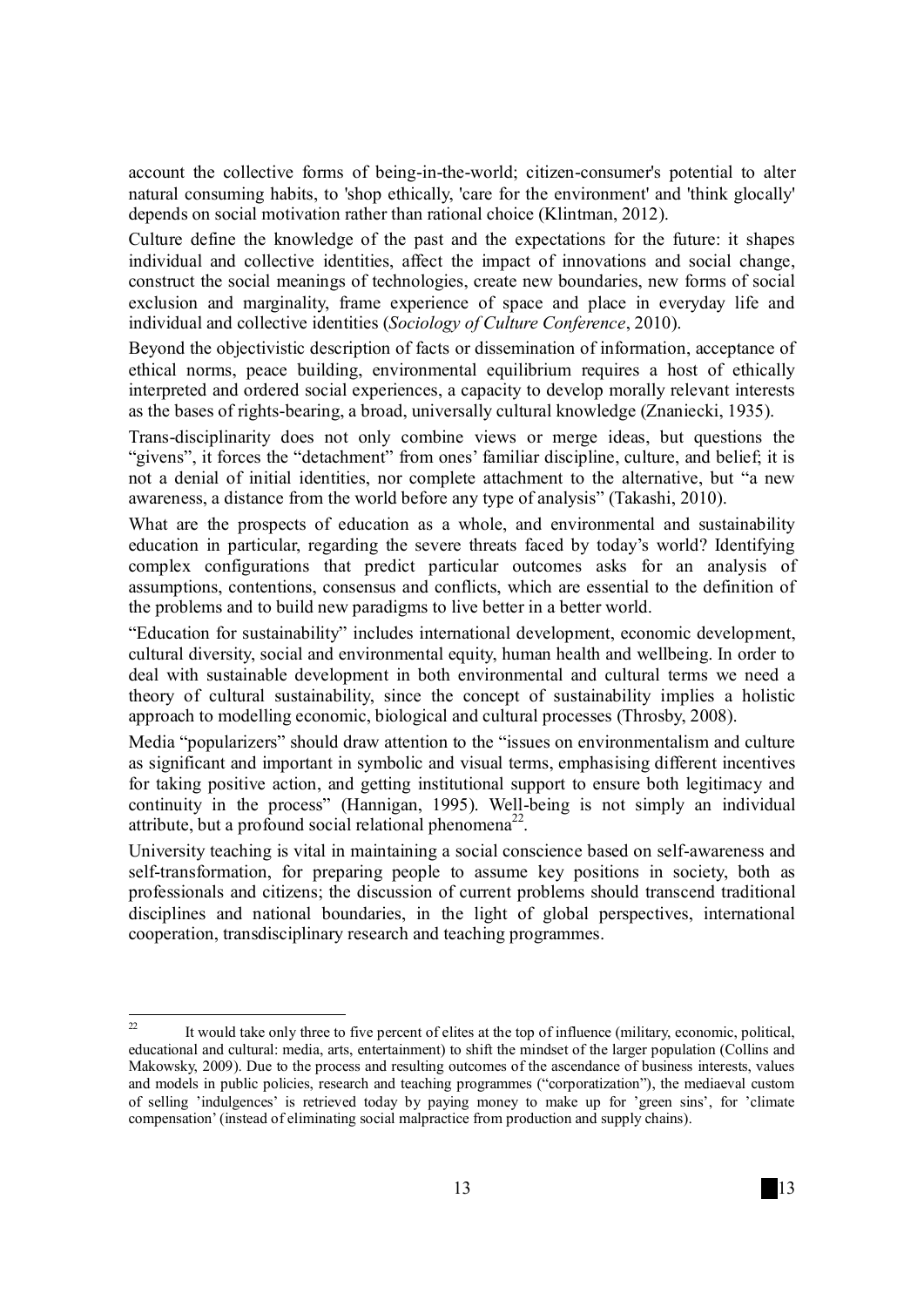account the collective forms of being-in-the-world; citizen-consumer's potential to alter natural consuming habits, to 'shop ethically, 'care for the environment' and 'think glocally' depends on social motivation rather than rational choice (Klintman, 2012).

Culture define the knowledge of the past and the expectations for the future: it shapes individual and collective identities, affect the impact of innovations and social change, construct the social meanings of technologies, create new boundaries, new forms of social exclusion and marginality, frame experience of space and place in everyday life and individual and collective identities (*Sociology of Culture Conference*, 2010).

Beyond the objectivistic description of facts or dissemination of information, acceptance of ethical norms, peace building, environmental equilibrium requires a host of ethically interpreted and ordered social experiences, a capacity to develop morally relevant interests as the bases of rights-bearing, a broad, universally cultural knowledge (Znaniecki, 1935).

Trans-disciplinarity does not only combine views or merge ideas, but questions the "givens", it forces the "detachment" from ones' familiar discipline, culture, and belief; it is not a denial of initial identities, nor complete attachment to the alternative, but "a new awareness, a distance from the world before any type of analysis" (Takashi, 2010).

What are the prospects of education as a whole, and environmental and sustainability education in particular, regarding the severe threats faced by today's world? Identifying complex configurations that predict particular outcomes asks for an analysis of assumptions, contentions, consensus and conflicts, which are essential to the definition of the problems and to build new paradigms to live better in a better world.

"Education for sustainability" includes international development, economic development, cultural diversity, social and environmental equity, human health and wellbeing. In order to deal with sustainable development in both environmental and cultural terms we need a theory of cultural sustainability, since the concept of sustainability implies a holistic approach to modelling economic, biological and cultural processes (Throsby, 2008).

Media "popularizers" should draw attention to the "issues on environmentalism and culture as significant and important in symbolic and visual terms, emphasising different incentives for taking positive action, and getting institutional support to ensure both legitimacy and continuity in the process" (Hannigan, 1995). Well-being is not simply an individual attribute, but a profound social relational phenomena[22].

University teaching is vital in maintaining a social conscience based on self-awareness and self-transformation, for preparing people to assume key positions in society, both as professionals and citizens; the discussion of current problems should transcend traditional disciplines and national boundaries, in the light of global perspectives, international cooperation, transdisciplinary research and teaching programmes.

---

[22] It would take only three to five percent of elites at the top of influence (military, economic, political, educational and cultural: media, arts, entertainment) to shift the mindset of the larger population (Collins and Makowsky, 2009). Due to the process and resulting outcomes of the ascendance of business interests, values and models in public policies, research and teaching programmes ("corporatization"), the mediaeval custom of selling 'indulgences' is retrieved today by paying money to make up for 'green sins', for 'climate compensation' (instead of eliminating social malpractice from production and supply chains).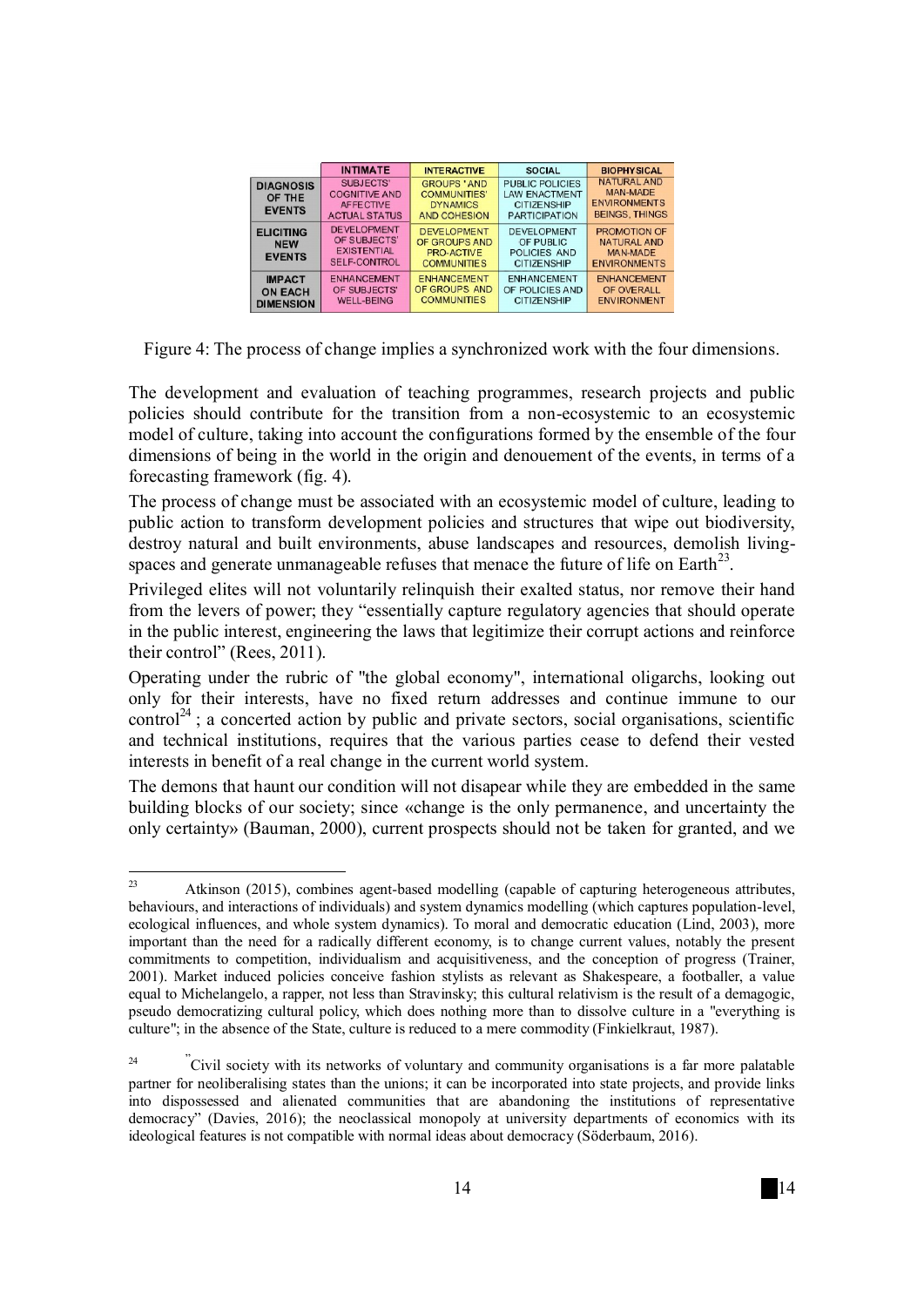| | INTIMATE | INTERACTIVE | SOCIAL | BIOPHYSICAL |
|---|---|---|---|---|
| DIAGNOSIS OF THE EVENTS | SUBJECTS' COGNITIVE AND AFFECTIVE ACTUAL STATUS | GROUPS ' AND COMMUNITIES' DYNAMICS AND COHESION | PUBLIC POLICIES LAW ENACTMENT CITIZENSHIP PARTICIPATION | NATURAL AND MAN-MADE ENVIRONMENTS BEINGS, THINGS |
| ELICITING NEW EVENTS | DEVELOPMENT OF SUBJECTS' EXISTENTIAL SELF-CONTROL | DEVELOPMENT OF GROUPS AND PRO-ACTIVE COMMUNITIES | DEVELOPMENT OF PUBLIC POLICIES AND CITIZENSHIP | PROMOTION OF NATURAL AND MAN-MADE ENVIRONMENTS |
| IMPACT ON EACH DIMENSION | ENHANCEMENT OF SUBJECTS' WELL-BEING | ENHANCEMENT OF GROUPS AND COMMUNITIES | ENHANCEMENT OF POLICIES AND CITIZENSHIP | ENHANCEMENT OF OVERALL ENVIRONMENT |

Figure 4: The process of change implies a synchronized work with the four dimensions.

The development and evaluation of teaching programmes, research projects and public policies should contribute for the transition from a non-ecosystemic to an ecosystemic model of culture, taking into account the configurations formed by the ensemble of the four dimensions of being in the world in the origin and denouement of the events, in terms of a forecasting framework (fig. 4).

The process of change must be associated with an ecosystemic model of culture, leading to public action to transform development policies and structures that wipe out biodiversity, destroy natural and built environments, abuse landscapes and resources, demolish living-spaces and generate unmanageable refuses that menace the future of life on Earth[23].

Privileged elites will not voluntarily relinquish their exalted status, nor remove their hand from the levers of power; they "essentially capture regulatory agencies that should operate in the public interest, engineering the laws that legitimize their corrupt actions and reinforce their control" (Rees, 2011).

Operating under the rubric of "the global economy", international oligarchs, looking out only for their interests, have no fixed return addresses and continue immune to our control[24] ; a concerted action by public and private sectors, social organisations, scientific and technical institutions, requires that the various parties cease to defend their vested interests in benefit of a real change in the current world system.

The demons that haunt our condition will not disapear while they are embedded in the same building blocks of our society; since «change is the only permanence, and uncertainty the only certainty» (Bauman, 2000), current prospects should not be taken for granted, and we

[23] Atkinson (2015), combines agent-based modelling (capable of capturing heterogeneous attributes, behaviours, and interactions of individuals) and system dynamics modelling (which captures population-level, ecological influences, and whole system dynamics). To moral and democratic education (Lind, 2003), more important than the need for a radically different economy, is to change current values, notably the present commitments to competition, individualism and acquisitiveness, and the conception of progress (Trainer, 2001). Market induced policies conceive fashion stylists as relevant as Shakespeare, a footballer, a value equal to Michelangelo, a rapper, not less than Stravinsky; this cultural relativism is the result of a demagogic, pseudo democratizing cultural policy, which does nothing more than to dissolve culture in a "everything is culture"; in the absence of the State, culture is reduced to a mere commodity (Finkielkraut, 1987).

[24] "Civil society with its networks of voluntary and community organisations is a far more palatable partner for neoliberalising states than the unions; it can be incorporated into state projects, and provide links into dispossessed and alienated communities that are abandoning the institutions of representative democracy" (Davies, 2016); the neoclassical monopoly at university departments of economics with its ideological features is not compatible with normal ideas about democracy (Söderbaum, 2016).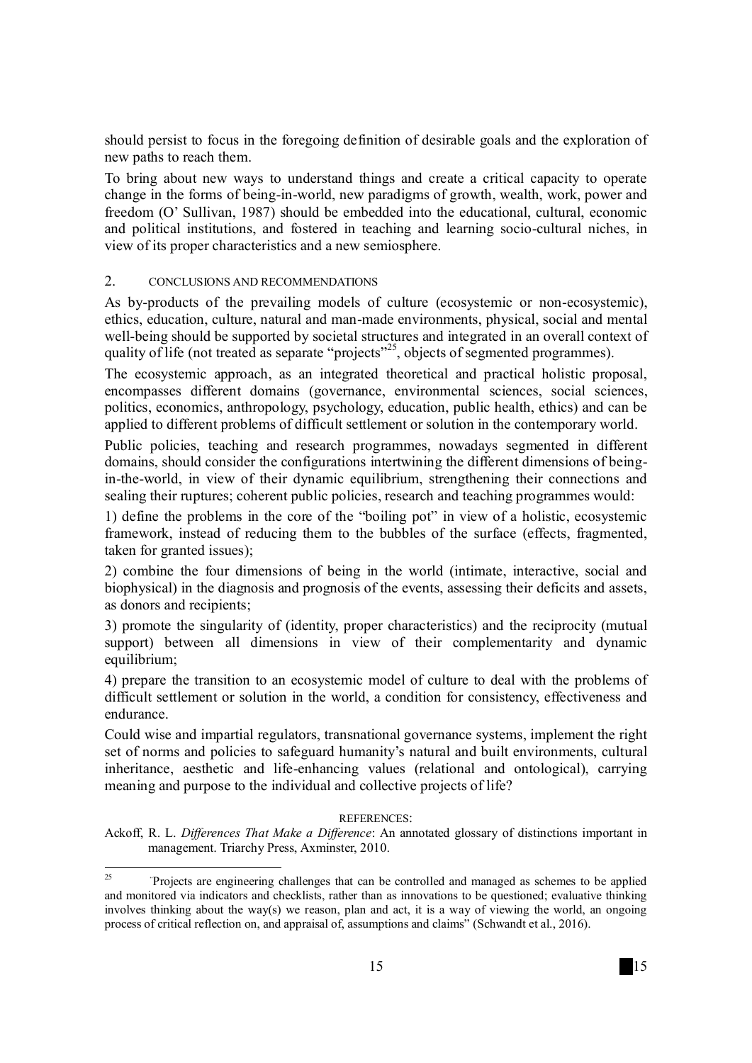should persist to focus in the foregoing definition of desirable goals and the exploration of new paths to reach them.

To bring about new ways to understand things and create a critical capacity to operate change in the forms of being-in-world, new paradigms of growth, wealth, work, power and freedom (O' Sullivan, 1987) should be embedded into the educational, cultural, economic and political institutions, and fostered in teaching and learning socio-cultural niches, in view of its proper characteristics and a new semiosphere.

## 2. CONCLUSIONS AND RECOMMENDATIONS

As by-products of the prevailing models of culture (ecosystemic or non-ecosystemic), ethics, education, culture, natural and man-made environments, physical, social and mental well-being should be supported by societal structures and integrated in an overall context of quality of life (not treated as separate "projects"[25], objects of segmented programmes).

The ecosystemic approach, as an integrated theoretical and practical holistic proposal, encompasses different domains (governance, environmental sciences, social sciences, politics, economics, anthropology, psychology, education, public health, ethics) and can be applied to different problems of difficult settlement or solution in the contemporary world.

Public policies, teaching and research programmes, nowadays segmented in different domains, should consider the configurations intertwining the different dimensions of being-in-the-world, in view of their dynamic equilibrium, strengthening their connections and sealing their ruptures; coherent public policies, research and teaching programmes would:

1) define the problems in the core of the "boiling pot" in view of a holistic, ecosystemic framework, instead of reducing them to the bubbles of the surface (effects, fragmented, taken for granted issues);

2) combine the four dimensions of being in the world (intimate, interactive, social and biophysical) in the diagnosis and prognosis of the events, assessing their deficits and assets, as donors and recipients;

3) promote the singularity of (identity, proper characteristics) and the reciprocity (mutual support) between all dimensions in view of their complementarity and dynamic equilibrium;

4) prepare the transition to an ecosystemic model of culture to deal with the problems of difficult settlement or solution in the world, a condition for consistency, effectiveness and endurance.

Could wise and impartial regulators, transnational governance systems, implement the right set of norms and policies to safeguard humanity's natural and built environments, cultural inheritance, aesthetic and life-enhancing values (relational and ontological), carrying meaning and purpose to the individual and collective projects of life?

### REFERENCES:

Ackoff, R. L. *Differences That Make a Difference*: An annotated glossary of distinctions important in management. Triarchy Press, Axminster, 2010.

---

[25] "Projects are engineering challenges that can be controlled and managed as schemes to be applied and monitored via indicators and checklists, rather than as innovations to be questioned; evaluative thinking involves thinking about the way(s) we reason, plan and act, it is a way of viewing the world, an ongoing process of critical reflection on, and appraisal of, assumptions and claims" (Schwandt et al., 2016).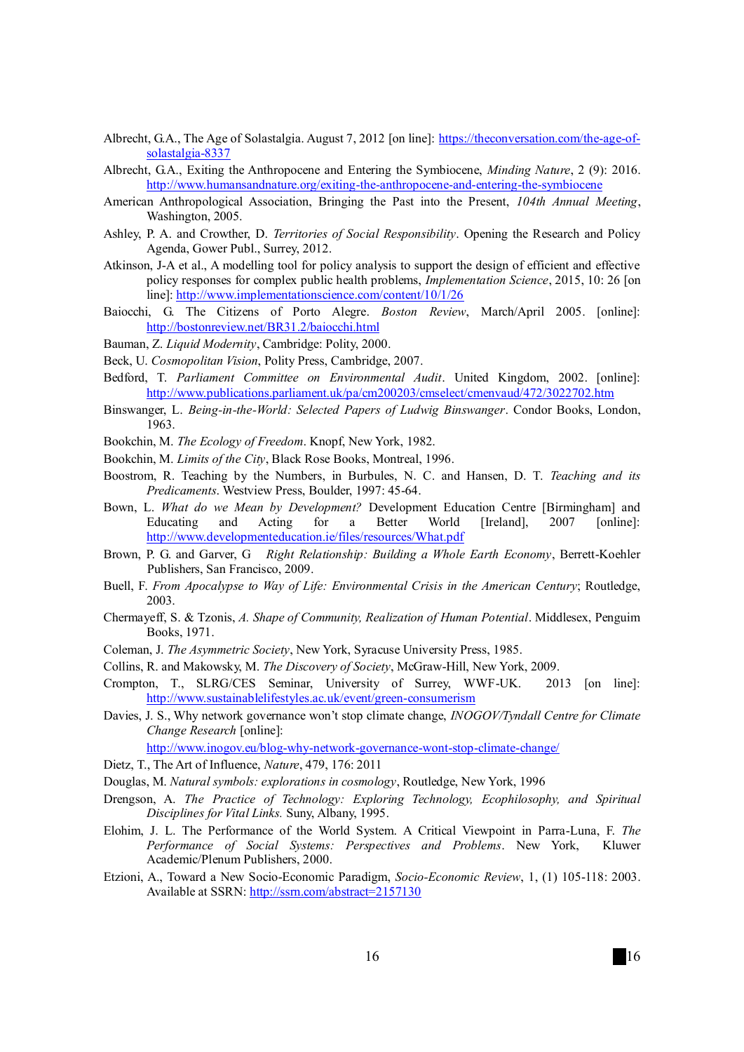Albrecht, G.A., The Age of Solastalgia. August 7, 2012 [on line]: https://theconversation.com/the-age-of-solastalgia-8337

Albrecht, G.A., Exiting the Anthropocene and Entering the Symbiocene, *Minding Nature*, 2 (9): 2016. http://www.humansandnature.org/exiting-the-anthropocene-and-entering-the-symbiocene

American Anthropological Association, Bringing the Past into the Present, *104th Annual Meeting*, Washington, 2005.

Ashley, P. A. and Crowther, D. *Territories of Social Responsibility*. Opening the Research and Policy Agenda, Gower Publ., Surrey, 2012.

Atkinson, J-A et al., A modelling tool for policy analysis to support the design of efficient and effective policy responses for complex public health problems, *Implementation Science*, 2015, 10: 26 [on line]: http://www.implementationscience.com/content/10/1/26

Baiocchi, G. The Citizens of Porto Alegre. *Boston Review*, March/April 2005. [online]: http://bostonreview.net/BR31.2/baiocchi.html

Bauman, Z. *Liquid Modernity*, Cambridge: Polity, 2000.

Beck, U. *Cosmopolitan Vision*, Polity Press, Cambridge, 2007.

Bedford, T. *Parliament Committee on Environmental Audit*. United Kingdom, 2002. [online]: http://www.publications.parliament.uk/pa/cm200203/cmselect/cmenvaud/472/3022702.htm

Binswanger, L. *Being-in-the-World: Selected Papers of Ludwig Binswanger*. Condor Books, London, 1963.

Bookchin, M. *The Ecology of Freedom*. Knopf, New York, 1982.

Bookchin, M. *Limits of the City*, Black Rose Books, Montreal, 1996.

Boostrom, R. Teaching by the Numbers, in Burbules, N. C. and Hansen, D. T. *Teaching and its Predicaments*. Westview Press, Boulder, 1997: 45-64.

Bown, L. *What do we Mean by Development?* Development Education Centre [Birmingham] and Educating and Acting for a Better World [Ireland], 2007 [online]: http://www.developmenteducation.ie/files/resources/What.pdf

Brown, P. G. and Garver, G *Right Relationship: Building a Whole Earth Economy*, Berrett-Koehler Publishers, San Francisco, 2009.

Buell, F. *From Apocalypse to Way of Life: Environmental Crisis in the American Century*; Routledge, 2003.

Chermayeff, S. & Tzonis, *A. Shape of Community, Realization of Human Potential*. Middlesex, Penguim Books, 1971.

Coleman, J. *The Asymmetric Society*, New York, Syracuse University Press, 1985.

Collins, R. and Makowsky, M. *The Discovery of Society*, McGraw-Hill, New York, 2009.

Crompton, T., SLRG/CES Seminar, University of Surrey, WWF-UK. 2013 [on line]: http://www.sustainablelifestyles.ac.uk/event/green-consumerism

Davies, J. S., Why network governance won't stop climate change, *INOGOV/Tyndall Centre for Climate Change Research* [online]:

http://www.inogov.eu/blog-why-network-governance-wont-stop-climate-change/

Dietz, T., The Art of Influence, *Nature*, 479, 176: 2011

Douglas, M. *Natural symbols: explorations in cosmology*, Routledge, New York, 1996

Drengson, A. *The Practice of Technology: Exploring Technology, Ecophilosophy, and Spiritual Disciplines for Vital Links.* Suny, Albany, 1995.

Elohim, J. L. The Performance of the World System. A Critical Viewpoint in Parra-Luna, F. *The Performance of Social Systems: Perspectives and Problems*. New York, Kluwer Academic/Plenum Publishers, 2000.

Etzioni, A., Toward a New Socio-Economic Paradigm, *Socio-Economic Review*, 1, (1) 105-118: 2003. Available at SSRN: http://ssrn.com/abstract=2157130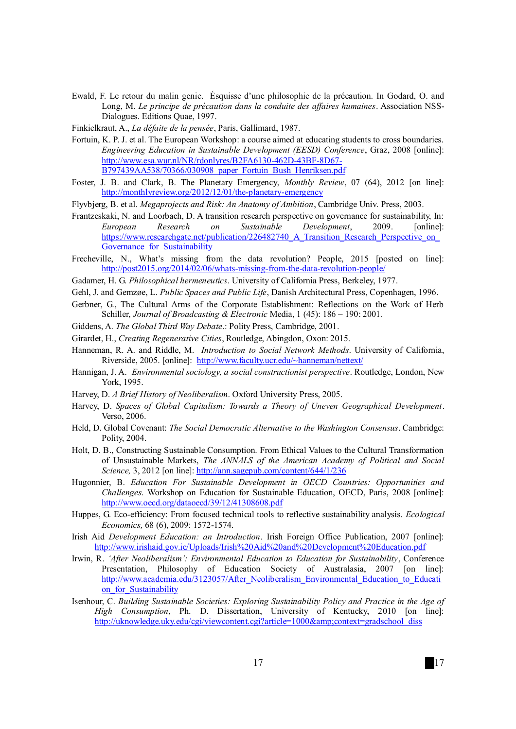Ewald, F. Le retour du malin genie. Ésquisse d'une philosophie de la précaution. In Godard, O. and Long, M. *Le principe de précaution dans la conduite des affaires humaines*. Association NSS-Dialogues. Editions Quae, 1997.

Finkielkraut, A., *La défaite de la pensée*, Paris, Gallimard, 1987.

Fortuin, K. P. J. et al. The European Workshop: a course aimed at educating students to cross boundaries. *Engineering Education in Sustainable Development (EESD) Conference*, Graz, 2008 [online]: http://www.esa.wur.nl/NR/rdonlyres/B2FA6130-462D-43BF-8D67-B797439AA538/70366/030908_paper_Fortuin_Bush_Henriksen.pdf

Foster, J. B. and Clark, B. The Planetary Emergency, *Monthly Review*, 07 (64), 2012 [on line]: http://monthlyreview.org/2012/12/01/the-planetary-emergency

Flyvbjerg, B. et al. *Megaprojects and Risk: An Anatomy of Ambition*, Cambridge Univ. Press, 2003.

Frantzeskaki, N. and Loorbach, D. A transition research perspective on governance for sustainability, In: *European Research on Sustainable Development*, 2009. [online]: https://www.researchgate.net/publication/226482740_A_Transition_Research_Perspective_on_Governance_for_Sustainability

Frecheville, N., What's missing from the data revolution? People, 2015 [posted on line]: http://post2015.org/2014/02/06/whats-missing-from-the-data-revolution-people/

Gadamer, H. G. *Philosophical hermeneutics*. University of California Press, Berkeley, 1977.

Gehl, J. and Gemzøe, L. *Public Spaces and Public Life*, Danish Architectural Press, Copenhagen, 1996.

Gerbner, G., The Cultural Arms of the Corporate Establishment: Reflections on the Work of Herb Schiller, *Journal of Broadcasting & Electronic* Media, 1 (45): 186 – 190: 2001.

Giddens, A. *The Global Third Way Debate*.: Polity Press, Cambridge, 2001.

Girardet, H., *Creating Regenerative Cities*, Routledge, Abingdon, Oxon: 2015.

Hanneman, R. A. and Riddle, M. *Introduction to Social Network Methods*. University of California, Riverside, 2005. [online]: http://www.faculty.ucr.edu/~hanneman/nettext/

Hannigan, J. A. *Environmental sociology, a social constructionist perspective*. Routledge, London, New York, 1995.

Harvey, D. *A Brief History of Neoliberalism*. Oxford University Press, 2005.

Harvey, D. *Spaces of Global Capitalism: Towards a Theory of Uneven Geographical Development*. Verso, 2006.

Held, D. Global Covenant: *The Social Democratic Alternative to the Washington Consensus*. Cambridge: Polity, 2004.

Holt, D. B., Constructing Sustainable Consumption. From Ethical Values to the Cultural Transformation of Unsustainable Markets, *The ANNALS of the American Academy of Political and Social Science,* 3, 2012 [on line]: http://ann.sagepub.com/content/644/1/236

Hugonnier, B. *Education For Sustainable Development in OECD Countries: Opportunities and Challenges*. Workshop on Education for Sustainable Education, OECD, Paris, 2008 [online]: http://www.oecd.org/dataoecd/39/12/41308608.pdf

Huppes, G. Eco-efficiency: From focused technical tools to reflective sustainability analysis. *Ecological Economics,* 68 (6), 2009: 1572-1574.

Irish Aid *Development Education: an Introduction*. Irish Foreign Office Publication, 2007 [online]: http://www.irishaid.gov.ie/Uploads/Irish%20Aid%20and%20Development%20Education.pdf

Irwin, R. *'After Neoliberalism': Environmental Education to Education for Sustainability*, Conference Presentation, Philosophy of Education Society of Australasia, 2007 [on line]: http://www.academia.edu/3123057/After_Neoliberalism_Environmental_Education_to_Education_for_Sustainability

Isenhour, C. *Building Sustainable Societies: Exploring Sustainability Policy and Practice in the Age of High Consumption*, Ph. D. Dissertation, University of Kentucky, 2010 [on line]: http://uknowledge.uky.edu/cgi/viewcontent.cgi?article=1000&amp;context=gradschool_diss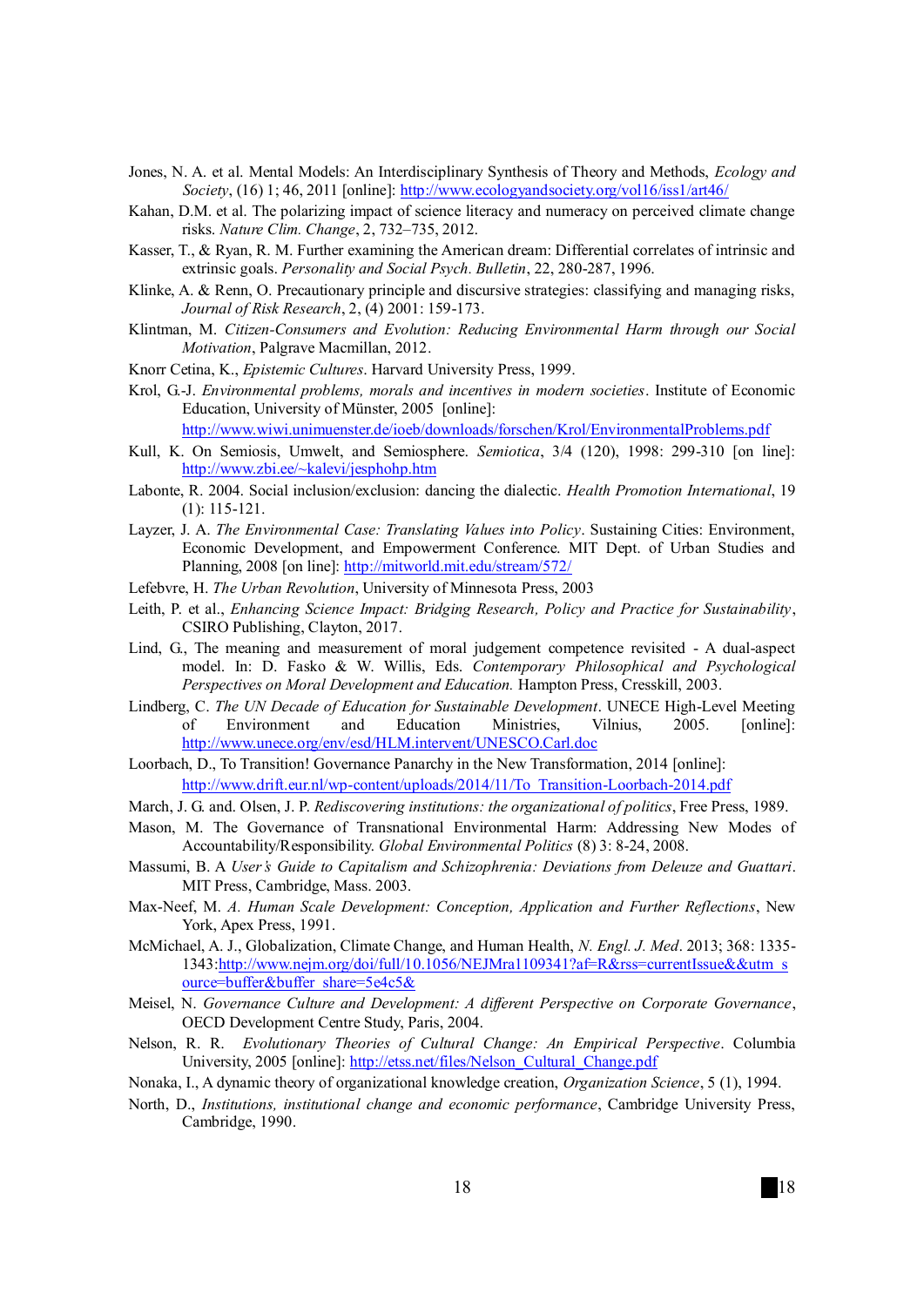Jones, N. A. et al. Mental Models: An Interdisciplinary Synthesis of Theory and Methods, *Ecology and Society*, (16) 1; 46, 2011 [online]: http://www.ecologyandsociety.org/vol16/iss1/art46/

Kahan, D.M. et al. The polarizing impact of science literacy and numeracy on perceived climate change risks. *Nature Clim. Change*, 2, 732–735, 2012.

Kasser, T., & Ryan, R. M. Further examining the American dream: Differential correlates of intrinsic and extrinsic goals. *Personality and Social Psych. Bulletin*, 22, 280-287, 1996.

Klinke, A. & Renn, O. Precautionary principle and discursive strategies: classifying and managing risks, *Journal of Risk Research*, 2, (4) 2001: 159-173.

Klintman, M. *Citizen-Consumers and Evolution: Reducing Environmental Harm through our Social Motivation*, Palgrave Macmillan, 2012.

Knorr Cetina, K., *Epistemic Cultures*. Harvard University Press, 1999.

Krol, G.-J. *Environmental problems, morals and incentives in modern societies*. Institute of Economic Education, University of Münster, 2005 [online]: http://www.wiwi.unimuenster.de/ioeb/downloads/forschen/Krol/EnvironmentalProblems.pdf

Kull, K. On Semiosis, Umwelt, and Semiosphere. *Semiotica*, 3/4 (120), 1998: 299-310 [on line]: http://www.zbi.ee/~kalevi/jesphohp.htm

Labonte, R. 2004. Social inclusion/exclusion: dancing the dialectic. *Health Promotion International*, 19 (1): 115-121.

Layzer, J. A. *The Environmental Case: Translating Values into Policy*. Sustaining Cities: Environment, Economic Development, and Empowerment Conference. MIT Dept. of Urban Studies and Planning, 2008 [on line]: http://mitworld.mit.edu/stream/572/

Lefebvre, H. *The Urban Revolution*, University of Minnesota Press, 2003

Leith, P. et al., *Enhancing Science Impact: Bridging Research, Policy and Practice for Sustainability*, CSIRO Publishing, Clayton, 2017.

Lind, G., The meaning and measurement of moral judgement competence revisited - A dual-aspect model. In: D. Fasko & W. Willis, Eds. *Contemporary Philosophical and Psychological Perspectives on Moral Development and Education.* Hampton Press, Cresskill, 2003.

Lindberg, C. *The UN Decade of Education for Sustainable Development*. UNECE High-Level Meeting of Environment and Education Ministries, Vilnius, 2005. [online]: http://www.unece.org/env/esd/HLM.intervent/UNESCO.Carl.doc

Loorbach, D., To Transition! Governance Panarchy in the New Transformation, 2014 [online]: http://www.drift.eur.nl/wp-content/uploads/2014/11/To_Transition-Loorbach-2014.pdf

March, J. G. and. Olsen, J. P. *Rediscovering institutions: the organizational of politics*, Free Press, 1989.

Mason, M. The Governance of Transnational Environmental Harm: Addressing New Modes of Accountability/Responsibility. *Global Environmental Politics* (8) 3: 8-24, 2008.

Massumi, B. *A User's Guide to Capitalism and Schizophrenia: Deviations from Deleuze and Guattari*. MIT Press, Cambridge, Mass. 2003.

Max-Neef, M. *A. Human Scale Development: Conception, Application and Further Reflections*, New York, Apex Press, 1991.

McMichael, A. J., Globalization, Climate Change, and Human Health, *N. Engl. J. Med*. 2013; 368: 1335-1343:http://www.nejm.org/doi/full/10.1056/NEJMra1109341?af=R&rss=currentIssue&&utm_source=buffer&buffer_share=5e4c5&

Meisel, N. *Governance Culture and Development: A different Perspective on Corporate Governance*, OECD Development Centre Study, Paris, 2004.

Nelson, R. R. *Evolutionary Theories of Cultural Change: An Empirical Perspective*. Columbia University, 2005 [online]: http://etss.net/files/Nelson_Cultural_Change.pdf

Nonaka, I., A dynamic theory of organizational knowledge creation, *Organization Science*, 5 (1), 1994.

North, D., *Institutions, institutional change and economic performance*, Cambridge University Press, Cambridge, 1990.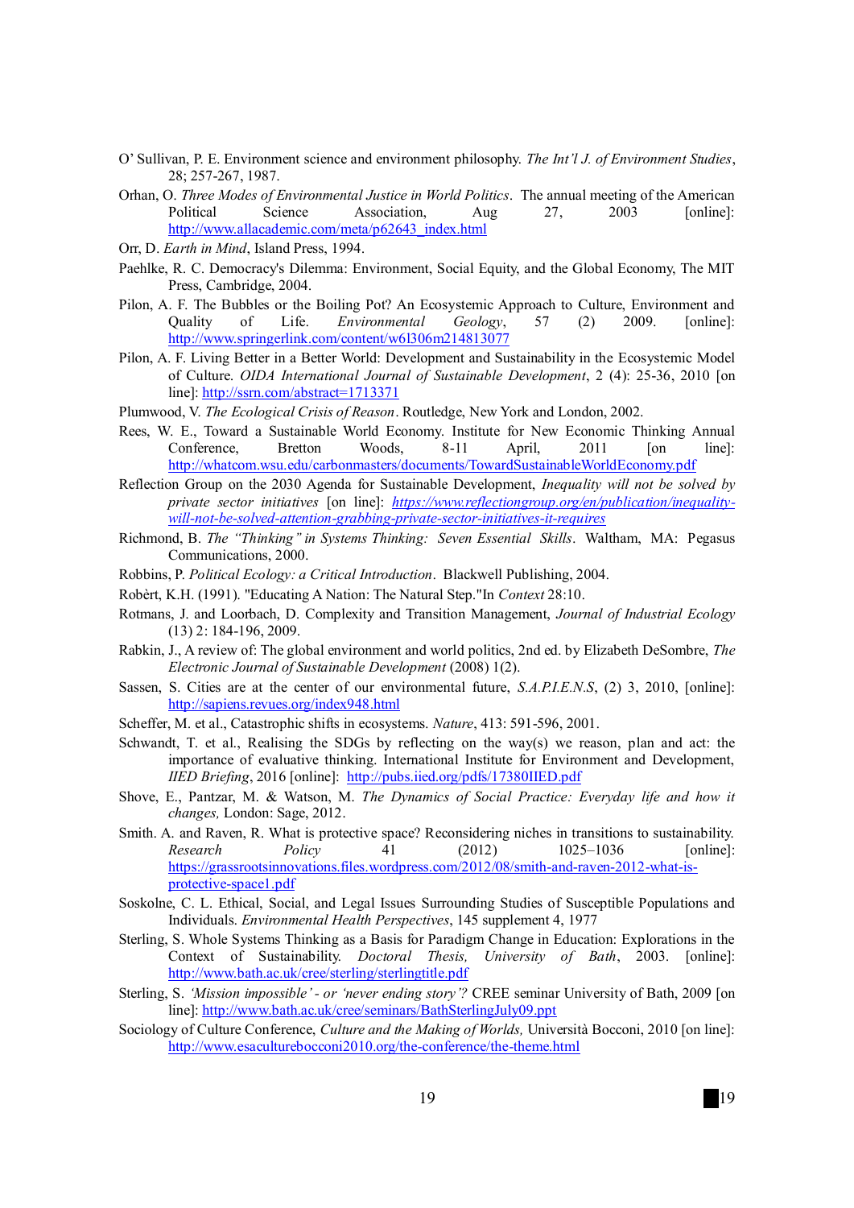O' Sullivan, P. E. Environment science and environment philosophy. *The Int'l J. of Environment Studies*, 28; 257-267, 1987.

Orhan, O. *Three Modes of Environmental Justice in World Politics*. The annual meeting of the American Political Science Association, Aug 27, 2003 [online]: http://www.allacademic.com/meta/p62643_index.html

Orr, D. *Earth in Mind*, Island Press, 1994.

Paehlke, R. C. Democracy's Dilemma: Environment, Social Equity, and the Global Economy, The MIT Press, Cambridge, 2004.

Pilon, A. F. The Bubbles or the Boiling Pot? An Ecosystemic Approach to Culture, Environment and Quality of Life. *Environmental Geology*, 57 (2) 2009. [online]: http://www.springerlink.com/content/w61306m214813077

Pilon, A. F. Living Better in a Better World: Development and Sustainability in the Ecosystemic Model of Culture. *OIDA International Journal of Sustainable Development*, 2 (4): 25-36, 2010 [on line]: http://ssrn.com/abstract=1713371

Plumwood, V. *The Ecological Crisis of Reason*. Routledge, New York and London, 2002.

Rees, W. E., Toward a Sustainable World Economy. Institute for New Economic Thinking Annual Conference, Bretton Woods, 8-11 April, 2011 [on line]: http://whatcom.wsu.edu/carbonmasters/documents/TowardSustainableWorldEconomy.pdf

Reflection Group on the 2030 Agenda for Sustainable Development, *Inequality will not be solved by private sector initiatives* [on line]: *https://www.reflectiongroup.org/en/publication/inequality-will-not-be-solved-attention-grabbing-private-sector-initiatives-it-requires*

Richmond, B. *The "Thinking" in Systems Thinking: Seven Essential Skills*. Waltham, MA: Pegasus Communications, 2000.

Robbins, P. *Political Ecology: a Critical Introduction*. Blackwell Publishing, 2004.

Robèrt, K.H. (1991). "Educating A Nation: The Natural Step."In *Context* 28:10.

Rotmans, J. and Loorbach, D. Complexity and Transition Management, *Journal of Industrial Ecology* (13) 2: 184-196, 2009.

Rabkin, J., A review of: The global environment and world politics, 2nd ed. by Elizabeth DeSombre, *The Electronic Journal of Sustainable Development* (2008) 1(2).

Sassen, S. Cities are at the center of our environmental future, *S.A.P.I.E.N.S*, (2) 3, 2010, [online]: http://sapiens.revues.org/index948.html

Scheffer, M. et al., Catastrophic shifts in ecosystems. *Nature*, 413: 591-596, 2001.

Schwandt, T. et al., Realising the SDGs by reflecting on the way(s) we reason, plan and act: the importance of evaluative thinking. International Institute for Environment and Development, *IIED Briefing*, 2016 [online]: http://pubs.iied.org/pdfs/17380IIED.pdf

Shove, E., Pantzar, M. & Watson, M. *The Dynamics of Social Practice: Everyday life and how it changes,* London: Sage, 2012.

Smith. A. and Raven, R. What is protective space? Reconsidering niches in transitions to sustainability. *Research Policy* 41 (2012) 1025–1036 [online]: https://grassrootsinnovations.files.wordpress.com/2012/08/smith-and-raven-2012-what-is-protective-space1.pdf

Soskolne, C. L. Ethical, Social, and Legal Issues Surrounding Studies of Susceptible Populations and Individuals. *Environmental Health Perspectives*, 145 supplement 4, 1977

Sterling, S. Whole Systems Thinking as a Basis for Paradigm Change in Education: Explorations in the Context of Sustainability. *Doctoral Thesis, University of Bath*, 2003. [online]: http://www.bath.ac.uk/cree/sterling/sterlingtitle.pdf

Sterling, S. *'Mission impossible' - or 'never ending story'?* CREE seminar University of Bath, 2009 [on line]: http://www.bath.ac.uk/cree/seminars/BathSterlingJuly09.ppt

Sociology of Culture Conference, *Culture and the Making of Worlds,* Università Bocconi, 2010 [on line]: http://www.esaculturebocconi2010.org/the-conference/the-theme.html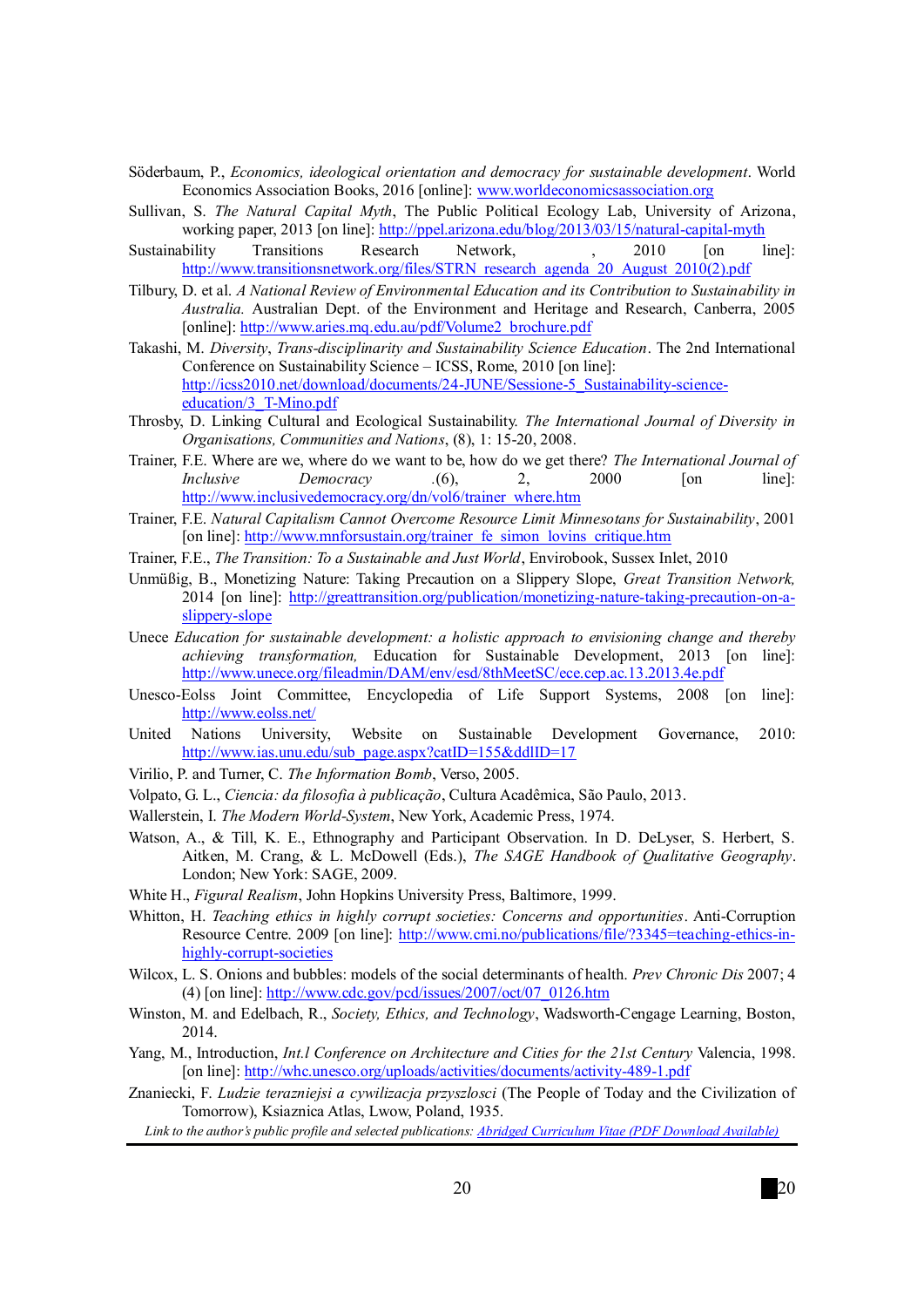Söderbaum, P., *Economics, ideological orientation and democracy for sustainable development*. World Economics Association Books, 2016 [online]: www.worldeconomicsassociation.org

Sullivan, S. *The Natural Capital Myth*, The Public Political Ecology Lab, University of Arizona, working paper, 2013 [on line]: http://ppel.arizona.edu/blog/2013/03/15/natural-capital-myth

Sustainability Transitions Research Network, , 2010 [on line]: http://www.transitionsnetwork.org/files/STRN_research_agenda_20_August_2010(2).pdf

Tilbury, D. et al. *A National Review of Environmental Education and its Contribution to Sustainability in Australia.* Australian Dept. of the Environment and Heritage and Research, Canberra, 2005 [online]: http://www.aries.mq.edu.au/pdf/Volume2_brochure.pdf

Takashi, M. *Diversity*, *Trans-disciplinarity and Sustainability Science Education*. The 2nd International Conference on Sustainability Science – ICSS, Rome, 2010 [on line]: http://icss2010.net/download/documents/24-JUNE/Sessione-5_Sustainability-science-education/3_T-Mino.pdf

Throsby, D. Linking Cultural and Ecological Sustainability. *The International Journal of Diversity in Organisations, Communities and Nations*, (8), 1: 15-20, 2008.

Trainer, F.E. Where are we, where do we want to be, how do we get there? *The International Journal of Inclusive Democracy* .(6), 2, 2000 [on line]: http://www.inclusivedemocracy.org/dn/vol6/trainer_where.htm

Trainer, F.E. *Natural Capitalism Cannot Overcome Resource Limit Minnesotans for Sustainability*, 2001 [on line]: http://www.mnforsustain.org/trainer_fe_simon_lovins_critique.htm

Trainer, F.E., *The Transition: To a Sustainable and Just World*, Envirobook, Sussex Inlet, 2010

Unmüßig, B., Monetizing Nature: Taking Precaution on a Slippery Slope, *Great Transition Network,* 2014 [on line]: http://greattransition.org/publication/monetizing-nature-taking-precaution-on-a-slippery-slope

Unece *Education for sustainable development: a holistic approach to envisioning change and thereby achieving transformation,* Education for Sustainable Development, 2013 [on line]: http://www.unece.org/fileadmin/DAM/env/esd/8thMeetSC/ece.cep.ac.13.2013.4e.pdf

Unesco-Eolss Joint Committee, Encyclopedia of Life Support Systems, 2008 [on line]: http://www.eolss.net/

United Nations University, Website on Sustainable Development Governance, 2010: http://www.ias.unu.edu/sub_page.aspx?catID=155&ddlID=17

Virilio, P. and Turner, C. *The Information Bomb*, Verso, 2005.

Volpato, G. L., *Ciencia: da filosofia à publicação*, Cultura Acadêmica, São Paulo, 2013.

Wallerstein, I. *The Modern World-System*, New York, Academic Press, 1974.

Watson, A., & Till, K. E., Ethnography and Participant Observation. In D. DeLyser, S. Herbert, S. Aitken, M. Crang, & L. McDowell (Eds.), *The SAGE Handbook of Qualitative Geography*. London; New York: SAGE, 2009.

White H., *Figural Realism*, John Hopkins University Press, Baltimore, 1999.

Whitton, H. *Teaching ethics in highly corrupt societies: Concerns and opportunities*. Anti-Corruption Resource Centre. 2009 [on line]: http://www.cmi.no/publications/file/?3345=teaching-ethics-in-highly-corrupt-societies

Wilcox, L. S. Onions and bubbles: models of the social determinants of health. *Prev Chronic Dis* 2007; 4 (4) [on line]: http://www.cdc.gov/pcd/issues/2007/oct/07_0126.htm

Winston, M. and Edelbach, R., *Society, Ethics, and Technology*, Wadsworth-Cengage Learning, Boston, 2014.

Yang, M., Introduction, *Int.l Conference on Architecture and Cities for the 21st Century* Valencia, 1998. [on line]: http://whc.unesco.org/uploads/activities/documents/activity-489-1.pdf

Znaniecki, F. *Ludzie terazniejsi a cywilizacja przyszlosci* (The People of Today and the Civilization of Tomorrow), Ksiaznica Atlas, Lwow, Poland, 1935.

*Link to the author's public profile and selected publications: Abridged Curriculum Vitae (PDF Download Available)*